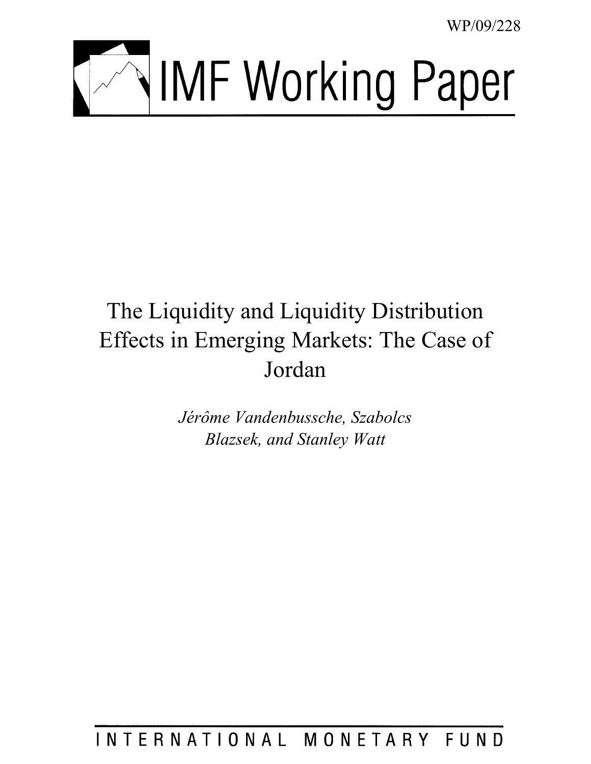WP/09/228

# IMF Working Paper

## The Liquidity and Liquidity Distribution Effects in Emerging Markets: The Case of Jordan

*Jérôme Vandenbussche, Szabolcs Blazsek, and Stanley Watt*

INTERNATIONAL MONETARY FUND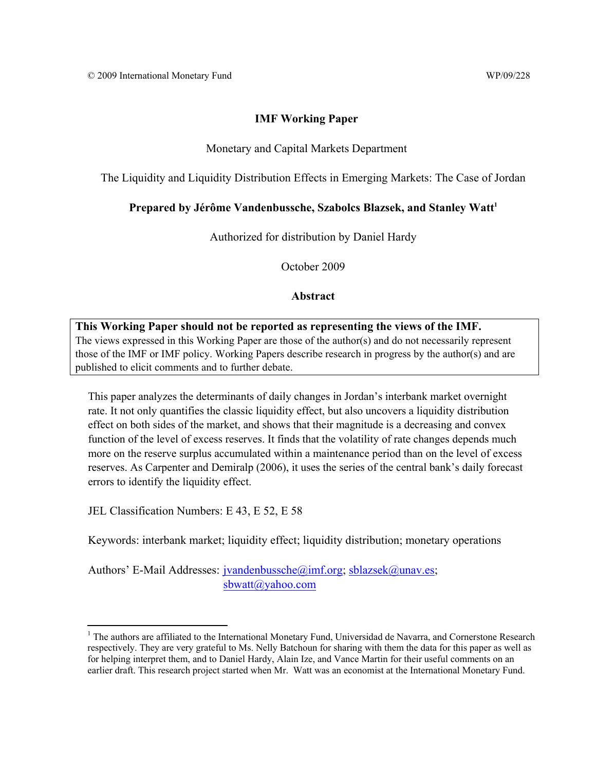© 2009 International Monetary Fund WP/09/228

# IMF Working Paper

Monetary and Capital Markets Department

## The Liquidity and Liquidity Distribution Effects in Emerging Markets: The Case of Jordan

**Prepared by Jérôme Vandenbussche, Szabolcs Blazsek, and Stanley Watt[1]**

Authorized for distribution by Daniel Hardy

October 2009

### Abstract

**This Working Paper should not be reported as representing the views of the IMF.**
The views expressed in this Working Paper are those of the author(s) and do not necessarily represent those of the IMF or IMF policy. Working Papers describe research in progress by the author(s) and are published to elicit comments and to further debate.

This paper analyzes the determinants of daily changes in Jordan's interbank market overnight rate. It not only quantifies the classic liquidity effect, but also uncovers a liquidity distribution effect on both sides of the market, and shows that their magnitude is a decreasing and convex function of the level of excess reserves. It finds that the volatility of rate changes depends much more on the reserve surplus accumulated within a maintenance period than on the level of excess reserves. As Carpenter and Demiralp (2006), it uses the series of the central bank's daily forecast errors to identify the liquidity effect.

JEL Classification Numbers: E 43, E 52, E 58

Keywords: interbank market; liquidity effect; liquidity distribution; monetary operations

Authors' E-Mail Addresses: jvandenbussche@imf.org; sblazsek@unav.es; sbwatt@yahoo.com

[1] The authors are affiliated to the International Monetary Fund, Universidad de Navarra, and Cornerstone Research respectively. They are very grateful to Ms. Nelly Batchoun for sharing with them the data for this paper as well as for helping interpret them, and to Daniel Hardy, Alain Ize, and Vance Martin for their useful comments on an earlier draft. This research project started when Mr. Watt was an economist at the International Monetary Fund.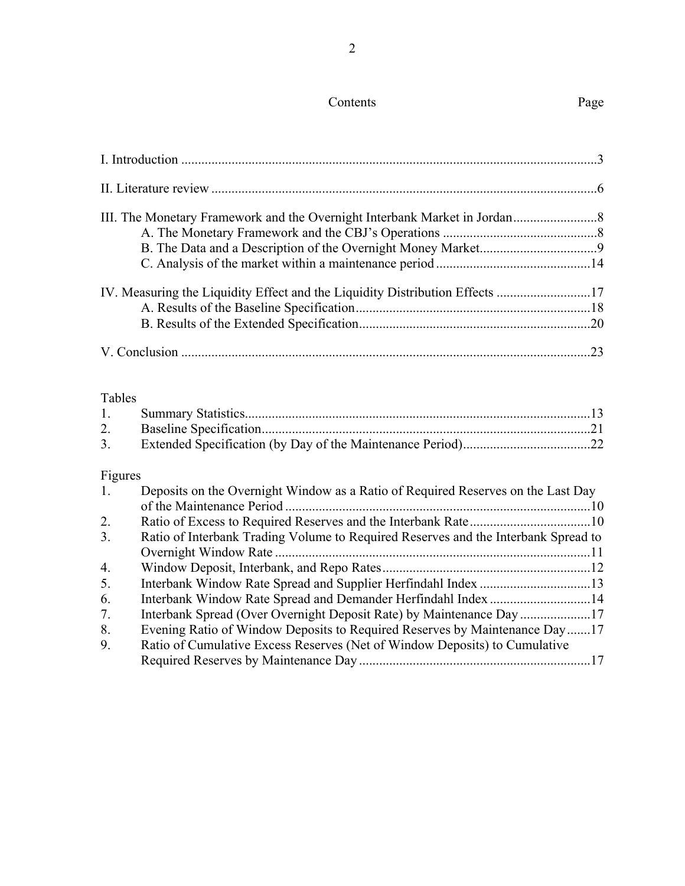Contents | Page

I. Introduction ..........................................................................................................................3

II. Literature review ..................................................................................................................6

III. The Monetary Framework and the Overnight Interbank Market in Jordan.........................8
  A. The Monetary Framework and the CBJ's Operations ..............................................8
  B. The Data and a Description of the Overnight Money Market...................................9
  C. Analysis of the market within a maintenance period ..............................................14

IV. Measuring the Liquidity Effect and the Liquidity Distribution Effects ............................17
  A. Results of the Baseline Specification.....................................................................18
  B. Results of the Extended Specification....................................................................20

V. Conclusion .........................................................................................................................23

Tables

1. Summary Statistics......................................................................................................13
2. Baseline Specification.................................................................................................21
3. Extended Specification (by Day of the Maintenance Period)......................................22

Figures

1. Deposits on the Overnight Window as a Ratio of Required Reserves on the Last Day of the Maintenance Period ..........................................................................................10
2. Ratio of Excess to Required Reserves and the Interbank Rate....................................10
3. Ratio of Interbank Trading Volume to Required Reserves and the Interbank Spread to Overnight Window Rate .............................................................................................11
4. Window Deposit, Interbank, and Repo Rates..............................................................12
5. Interbank Window Rate Spread and Supplier Herfindahl Index .................................13
6. Interbank Window Rate Spread and Demander Herfindahl Index ..............................14
7. Interbank Spread (Over Overnight Deposit Rate) by Maintenance Day .....................17
8. Evening Ratio of Window Deposits to Required Reserves by Maintenance Day.......17
9. Ratio of Cumulative Excess Reserves (Net of Window Deposits) to Cumulative Required Reserves by Maintenance Day ....................................................................17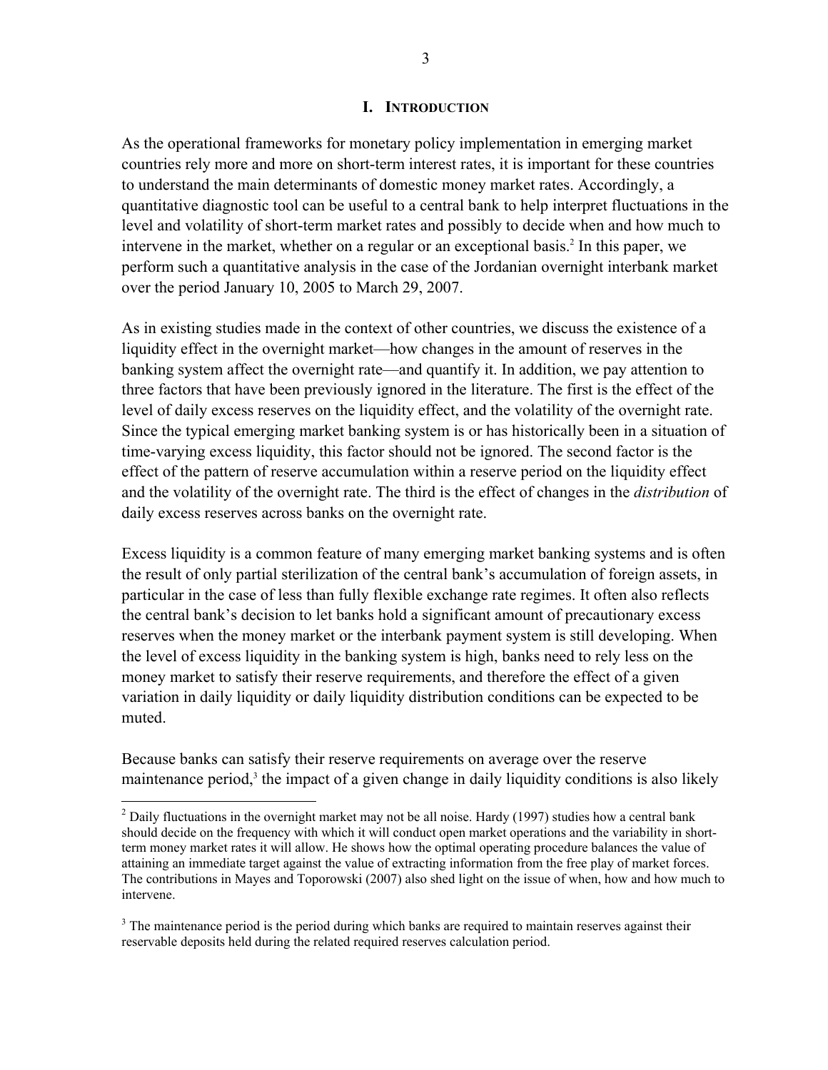# I. INTRODUCTION

As the operational frameworks for monetary policy implementation in emerging market countries rely more and more on short-term interest rates, it is important for these countries to understand the main determinants of domestic money market rates. Accordingly, a quantitative diagnostic tool can be useful to a central bank to help interpret fluctuations in the level and volatility of short-term market rates and possibly to decide when and how much to intervene in the market, whether on a regular or an exceptional basis.[2] In this paper, we perform such a quantitative analysis in the case of the Jordanian overnight interbank market over the period January 10, 2005 to March 29, 2007.

As in existing studies made in the context of other countries, we discuss the existence of a liquidity effect in the overnight market—how changes in the amount of reserves in the banking system affect the overnight rate—and quantify it. In addition, we pay attention to three factors that have been previously ignored in the literature. The first is the effect of the level of daily excess reserves on the liquidity effect, and the volatility of the overnight rate. Since the typical emerging market banking system is or has historically been in a situation of time-varying excess liquidity, this factor should not be ignored. The second factor is the effect of the pattern of reserve accumulation within a reserve period on the liquidity effect and the volatility of the overnight rate. The third is the effect of changes in the *distribution* of daily excess reserves across banks on the overnight rate.

Excess liquidity is a common feature of many emerging market banking systems and is often the result of only partial sterilization of the central bank's accumulation of foreign assets, in particular in the case of less than fully flexible exchange rate regimes. It often also reflects the central bank's decision to let banks hold a significant amount of precautionary excess reserves when the money market or the interbank payment system is still developing. When the level of excess liquidity in the banking system is high, banks need to rely less on the money market to satisfy their reserve requirements, and therefore the effect of a given variation in daily liquidity or daily liquidity distribution conditions can be expected to be muted.

Because banks can satisfy their reserve requirements on average over the reserve maintenance period,[3] the impact of a given change in daily liquidity conditions is also likely

[2] Daily fluctuations in the overnight market may not be all noise. Hardy (1997) studies how a central bank should decide on the frequency with which it will conduct open market operations and the variability in short-term money market rates it will allow. He shows how the optimal operating procedure balances the value of attaining an immediate target against the value of extracting information from the free play of market forces. The contributions in Mayes and Toporowski (2007) also shed light on the issue of when, how and how much to intervene.

[3] The maintenance period is the period during which banks are required to maintain reserves against their reservable deposits held during the related required reserves calculation period.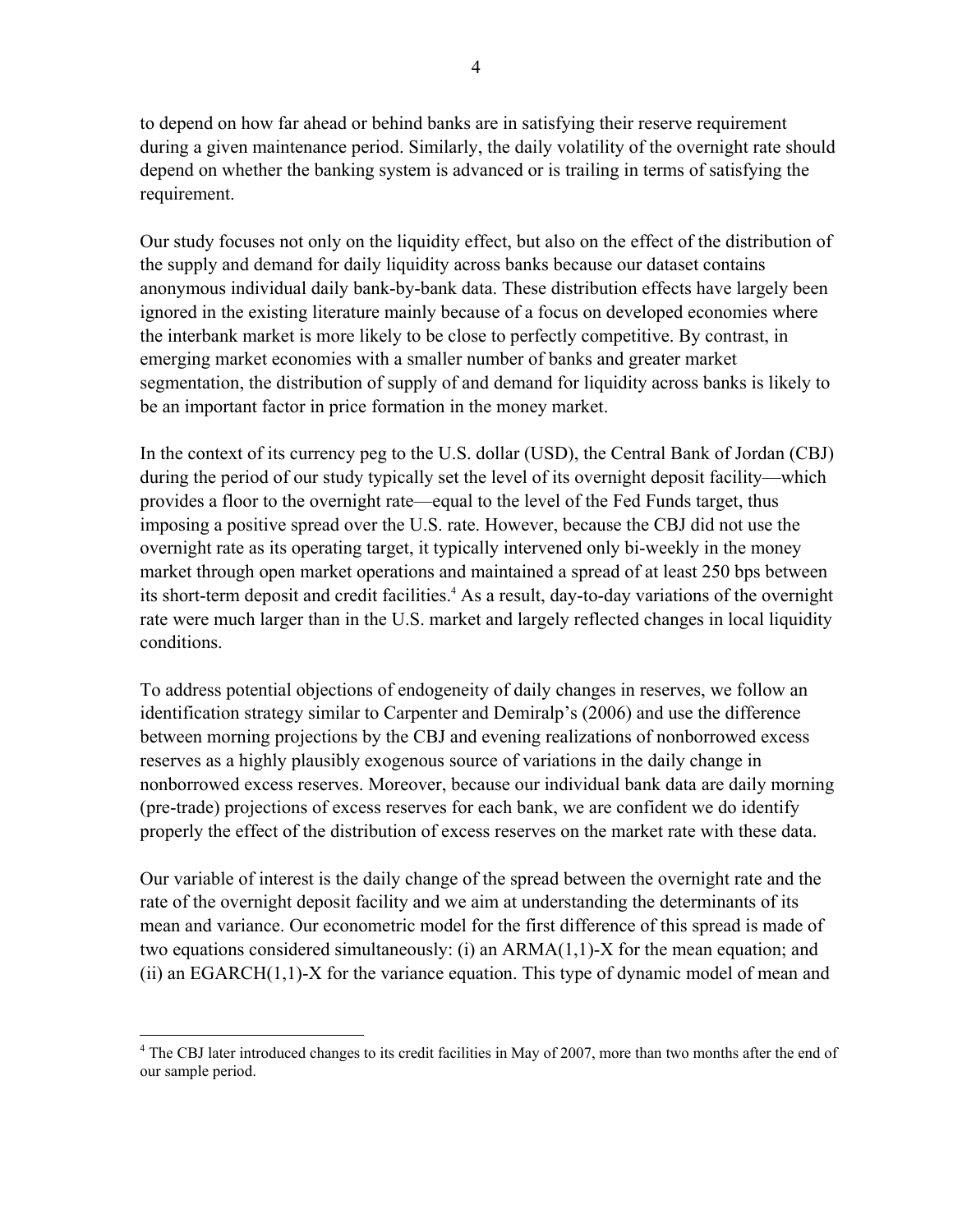to depend on how far ahead or behind banks are in satisfying their reserve requirement during a given maintenance period. Similarly, the daily volatility of the overnight rate should depend on whether the banking system is advanced or is trailing in terms of satisfying the requirement.

Our study focuses not only on the liquidity effect, but also on the effect of the distribution of the supply and demand for daily liquidity across banks because our dataset contains anonymous individual daily bank-by-bank data. These distribution effects have largely been ignored in the existing literature mainly because of a focus on developed economies where the interbank market is more likely to be close to perfectly competitive. By contrast, in emerging market economies with a smaller number of banks and greater market segmentation, the distribution of supply of and demand for liquidity across banks is likely to be an important factor in price formation in the money market.

In the context of its currency peg to the U.S. dollar (USD), the Central Bank of Jordan (CBJ) during the period of our study typically set the level of its overnight deposit facility—which provides a floor to the overnight rate—equal to the level of the Fed Funds target, thus imposing a positive spread over the U.S. rate. However, because the CBJ did not use the overnight rate as its operating target, it typically intervened only bi-weekly in the money market through open market operations and maintained a spread of at least 250 bps between its short-term deposit and credit facilities.[4] As a result, day-to-day variations of the overnight rate were much larger than in the U.S. market and largely reflected changes in local liquidity conditions.

To address potential objections of endogeneity of daily changes in reserves, we follow an identification strategy similar to Carpenter and Demiralp's (2006) and use the difference between morning projections by the CBJ and evening realizations of nonborrowed excess reserves as a highly plausibly exogenous source of variations in the daily change in nonborrowed excess reserves. Moreover, because our individual bank data are daily morning (pre-trade) projections of excess reserves for each bank, we are confident we do identify properly the effect of the distribution of excess reserves on the market rate with these data.

Our variable of interest is the daily change of the spread between the overnight rate and the rate of the overnight deposit facility and we aim at understanding the determinants of its mean and variance. Our econometric model for the first difference of this spread is made of two equations considered simultaneously: (i) an ARMA(1,1)-X for the mean equation; and (ii) an EGARCH(1,1)-X for the variance equation. This type of dynamic model of mean and

[4] The CBJ later introduced changes to its credit facilities in May of 2007, more than two months after the end of our sample period.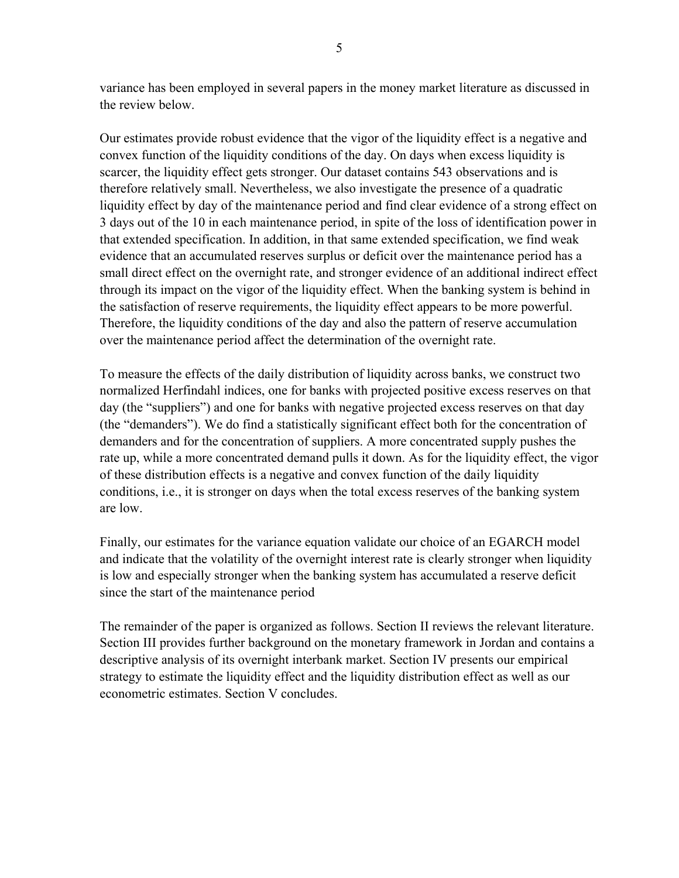variance has been employed in several papers in the money market literature as discussed in the review below.

Our estimates provide robust evidence that the vigor of the liquidity effect is a negative and convex function of the liquidity conditions of the day. On days when excess liquidity is scarcer, the liquidity effect gets stronger. Our dataset contains 543 observations and is therefore relatively small. Nevertheless, we also investigate the presence of a quadratic liquidity effect by day of the maintenance period and find clear evidence of a strong effect on 3 days out of the 10 in each maintenance period, in spite of the loss of identification power in that extended specification. In addition, in that same extended specification, we find weak evidence that an accumulated reserves surplus or deficit over the maintenance period has a small direct effect on the overnight rate, and stronger evidence of an additional indirect effect through its impact on the vigor of the liquidity effect. When the banking system is behind in the satisfaction of reserve requirements, the liquidity effect appears to be more powerful. Therefore, the liquidity conditions of the day and also the pattern of reserve accumulation over the maintenance period affect the determination of the overnight rate.

To measure the effects of the daily distribution of liquidity across banks, we construct two normalized Herfindahl indices, one for banks with projected positive excess reserves on that day (the "suppliers") and one for banks with negative projected excess reserves on that day (the "demanders"). We do find a statistically significant effect both for the concentration of demanders and for the concentration of suppliers. A more concentrated supply pushes the rate up, while a more concentrated demand pulls it down. As for the liquidity effect, the vigor of these distribution effects is a negative and convex function of the daily liquidity conditions, i.e., it is stronger on days when the total excess reserves of the banking system are low.

Finally, our estimates for the variance equation validate our choice of an EGARCH model and indicate that the volatility of the overnight interest rate is clearly stronger when liquidity is low and especially stronger when the banking system has accumulated a reserve deficit since the start of the maintenance period

The remainder of the paper is organized as follows. Section II reviews the relevant literature. Section III provides further background on the monetary framework in Jordan and contains a descriptive analysis of its overnight interbank market. Section IV presents our empirical strategy to estimate the liquidity effect and the liquidity distribution effect as well as our econometric estimates. Section V concludes.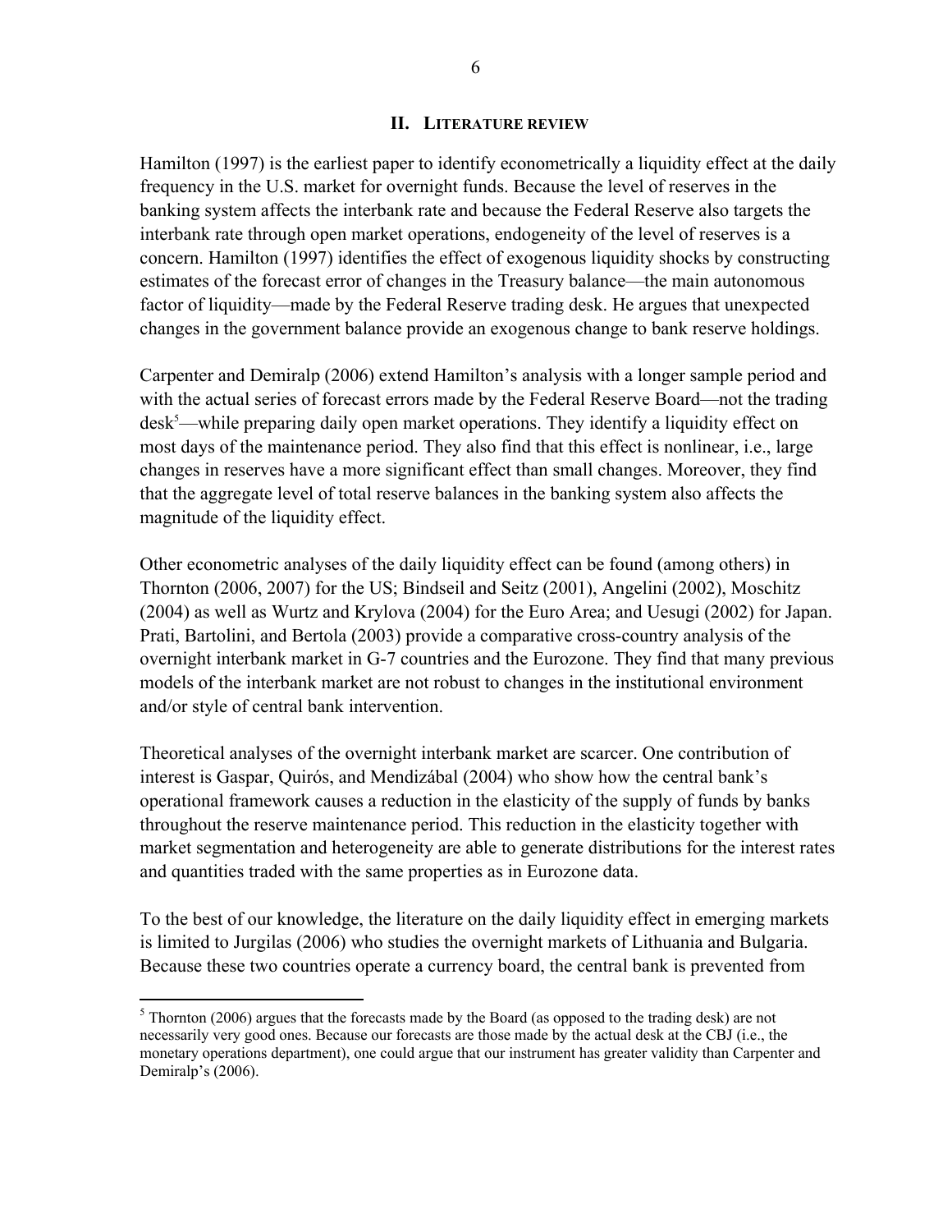## II. Literature review

Hamilton (1997) is the earliest paper to identify econometrically a liquidity effect at the daily frequency in the U.S. market for overnight funds. Because the level of reserves in the banking system affects the interbank rate and because the Federal Reserve also targets the interbank rate through open market operations, endogeneity of the level of reserves is a concern. Hamilton (1997) identifies the effect of exogenous liquidity shocks by constructing estimates of the forecast error of changes in the Treasury balance—the main autonomous factor of liquidity—made by the Federal Reserve trading desk. He argues that unexpected changes in the government balance provide an exogenous change to bank reserve holdings.

Carpenter and Demiralp (2006) extend Hamilton's analysis with a longer sample period and with the actual series of forecast errors made by the Federal Reserve Board—not the trading desk[5]—while preparing daily open market operations. They identify a liquidity effect on most days of the maintenance period. They also find that this effect is nonlinear, i.e., large changes in reserves have a more significant effect than small changes. Moreover, they find that the aggregate level of total reserve balances in the banking system also affects the magnitude of the liquidity effect.

Other econometric analyses of the daily liquidity effect can be found (among others) in Thornton (2006, 2007) for the US; Bindseil and Seitz (2001), Angelini (2002), Moschitz (2004) as well as Wurtz and Krylova (2004) for the Euro Area; and Uesugi (2002) for Japan. Prati, Bartolini, and Bertola (2003) provide a comparative cross-country analysis of the overnight interbank market in G-7 countries and the Eurozone. They find that many previous models of the interbank market are not robust to changes in the institutional environment and/or style of central bank intervention.

Theoretical analyses of the overnight interbank market are scarcer. One contribution of interest is Gaspar, Quirós, and Mendizábal (2004) who show how the central bank's operational framework causes a reduction in the elasticity of the supply of funds by banks throughout the reserve maintenance period. This reduction in the elasticity together with market segmentation and heterogeneity are able to generate distributions for the interest rates and quantities traded with the same properties as in Eurozone data.

To the best of our knowledge, the literature on the daily liquidity effect in emerging markets is limited to Jurgilas (2006) who studies the overnight markets of Lithuania and Bulgaria. Because these two countries operate a currency board, the central bank is prevented from

---

[5] Thornton (2006) argues that the forecasts made by the Board (as opposed to the trading desk) are not necessarily very good ones. Because our forecasts are those made by the actual desk at the CBJ (i.e., the monetary operations department), one could argue that our instrument has greater validity than Carpenter and Demiralp's (2006).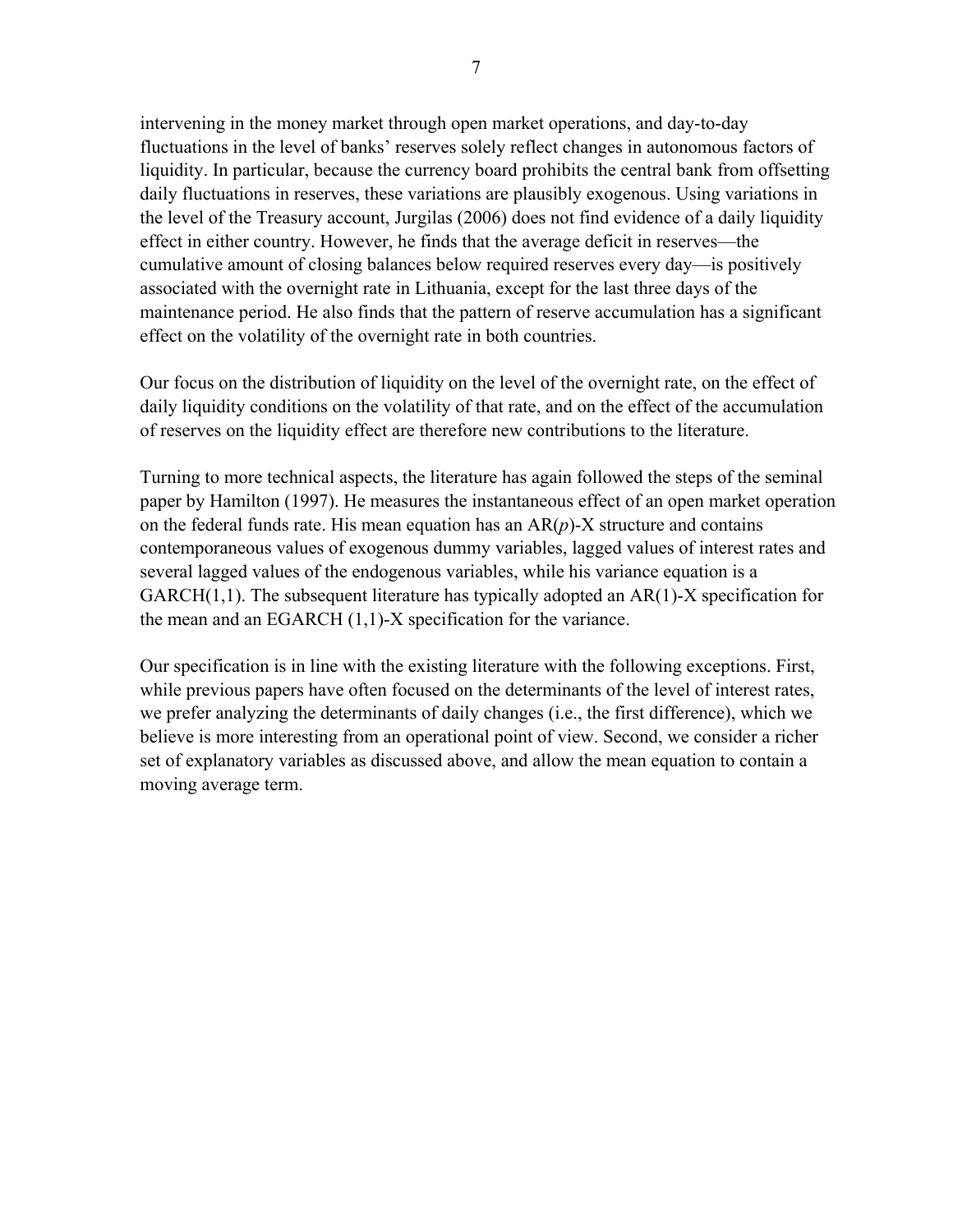intervening in the money market through open market operations, and day-to-day fluctuations in the level of banks' reserves solely reflect changes in autonomous factors of liquidity. In particular, because the currency board prohibits the central bank from offsetting daily fluctuations in reserves, these variations are plausibly exogenous. Using variations in the level of the Treasury account, Jurgilas (2006) does not find evidence of a daily liquidity effect in either country. However, he finds that the average deficit in reserves—the cumulative amount of closing balances below required reserves every day—is positively associated with the overnight rate in Lithuania, except for the last three days of the maintenance period. He also finds that the pattern of reserve accumulation has a significant effect on the volatility of the overnight rate in both countries.

Our focus on the distribution of liquidity on the level of the overnight rate, on the effect of daily liquidity conditions on the volatility of that rate, and on the effect of the accumulation of reserves on the liquidity effect are therefore new contributions to the literature.

Turning to more technical aspects, the literature has again followed the steps of the seminal paper by Hamilton (1997). He measures the instantaneous effect of an open market operation on the federal funds rate. His mean equation has an AR($p$)-X structure and contains contemporaneous values of exogenous dummy variables, lagged values of interest rates and several lagged values of the endogenous variables, while his variance equation is a GARCH(1,1). The subsequent literature has typically adopted an AR(1)-X specification for the mean and an EGARCH (1,1)-X specification for the variance.

Our specification is in line with the existing literature with the following exceptions. First, while previous papers have often focused on the determinants of the level of interest rates, we prefer analyzing the determinants of daily changes (i.e., the first difference), which we believe is more interesting from an operational point of view. Second, we consider a richer set of explanatory variables as discussed above, and allow the mean equation to contain a moving average term.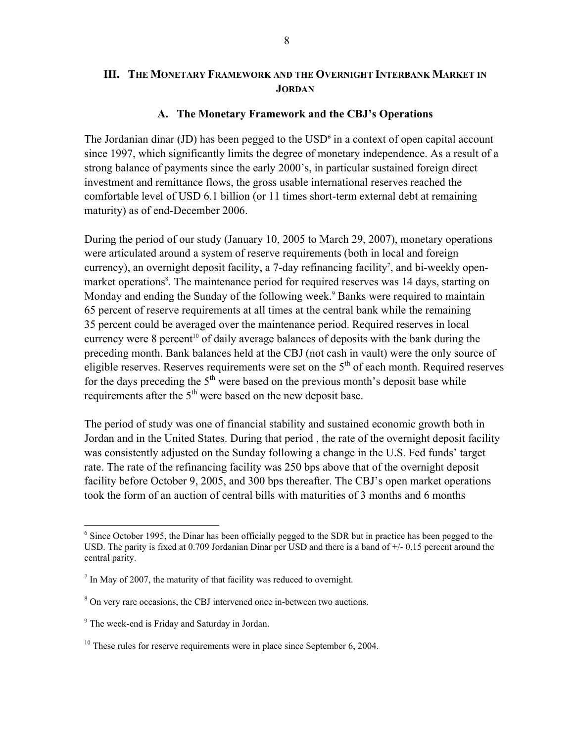## III. THE MONETARY FRAMEWORK AND THE OVERNIGHT INTERBANK MARKET IN JORDAN

### A. The Monetary Framework and the CBJ's Operations

The Jordanian dinar (JD) has been pegged to the USD[6] in a context of open capital account since 1997, which significantly limits the degree of monetary independence. As a result of a strong balance of payments since the early 2000's, in particular sustained foreign direct investment and remittance flows, the gross usable international reserves reached the comfortable level of USD 6.1 billion (or 11 times short-term external debt at remaining maturity) as of end-December 2006.

During the period of our study (January 10, 2005 to March 29, 2007), monetary operations were articulated around a system of reserve requirements (both in local and foreign currency), an overnight deposit facility, a 7-day refinancing facility[7], and bi-weekly open-market operations[8]. The maintenance period for required reserves was 14 days, starting on Monday and ending the Sunday of the following week.[9] Banks were required to maintain 65 percent of reserve requirements at all times at the central bank while the remaining 35 percent could be averaged over the maintenance period. Required reserves in local currency were 8 percent[10] of daily average balances of deposits with the bank during the preceding month. Bank balances held at the CBJ (not cash in vault) were the only source of eligible reserves. Reserves requirements were set on the 5th of each month. Required reserves for the days preceding the 5th were based on the previous month's deposit base while requirements after the 5th were based on the new deposit base.

The period of study was one of financial stability and sustained economic growth both in Jordan and in the United States. During that period , the rate of the overnight deposit facility was consistently adjusted on the Sunday following a change in the U.S. Fed funds' target rate. The rate of the refinancing facility was 250 bps above that of the overnight deposit facility before October 9, 2005, and 300 bps thereafter. The CBJ's open market operations took the form of an auction of central bills with maturities of 3 months and 6 months

---

[6] Since October 1995, the Dinar has been officially pegged to the SDR but in practice has been pegged to the USD. The parity is fixed at 0.709 Jordanian Dinar per USD and there is a band of +/- 0.15 percent around the central parity.

[7] In May of 2007, the maturity of that facility was reduced to overnight.

[8] On very rare occasions, the CBJ intervened once in-between two auctions.

[9] The week-end is Friday and Saturday in Jordan.

[10] These rules for reserve requirements were in place since September 6, 2004.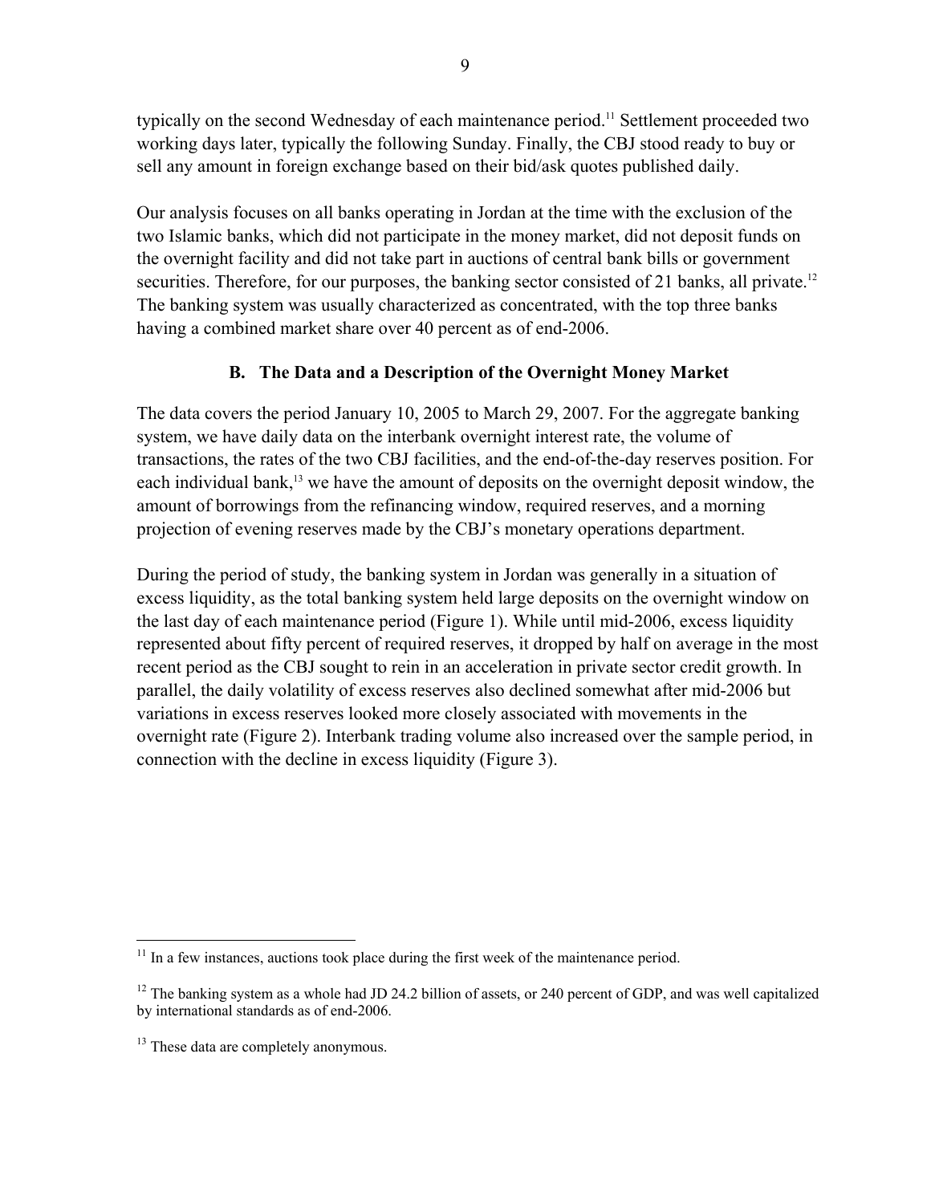typically on the second Wednesday of each maintenance period.[11] Settlement proceeded two working days later, typically the following Sunday. Finally, the CBJ stood ready to buy or sell any amount in foreign exchange based on their bid/ask quotes published daily.

Our analysis focuses on all banks operating in Jordan at the time with the exclusion of the two Islamic banks, which did not participate in the money market, did not deposit funds on the overnight facility and did not take part in auctions of central bank bills or government securities. Therefore, for our purposes, the banking sector consisted of 21 banks, all private.[12] The banking system was usually characterized as concentrated, with the top three banks having a combined market share over 40 percent as of end-2006.

### B. The Data and a Description of the Overnight Money Market

The data covers the period January 10, 2005 to March 29, 2007. For the aggregate banking system, we have daily data on the interbank overnight interest rate, the volume of transactions, the rates of the two CBJ facilities, and the end-of-the-day reserves position. For each individual bank,[13] we have the amount of deposits on the overnight deposit window, the amount of borrowings from the refinancing window, required reserves, and a morning projection of evening reserves made by the CBJ's monetary operations department.

During the period of study, the banking system in Jordan was generally in a situation of excess liquidity, as the total banking system held large deposits on the overnight window on the last day of each maintenance period (Figure 1). While until mid-2006, excess liquidity represented about fifty percent of required reserves, it dropped by half on average in the most recent period as the CBJ sought to rein in an acceleration in private sector credit growth. In parallel, the daily volatility of excess reserves also declined somewhat after mid-2006 but variations in excess reserves looked more closely associated with movements in the overnight rate (Figure 2). Interbank trading volume also increased over the sample period, in connection with the decline in excess liquidity (Figure 3).

---

[11] In a few instances, auctions took place during the first week of the maintenance period.

[12] The banking system as a whole had JD 24.2 billion of assets, or 240 percent of GDP, and was well capitalized by international standards as of end-2006.

[13] These data are completely anonymous.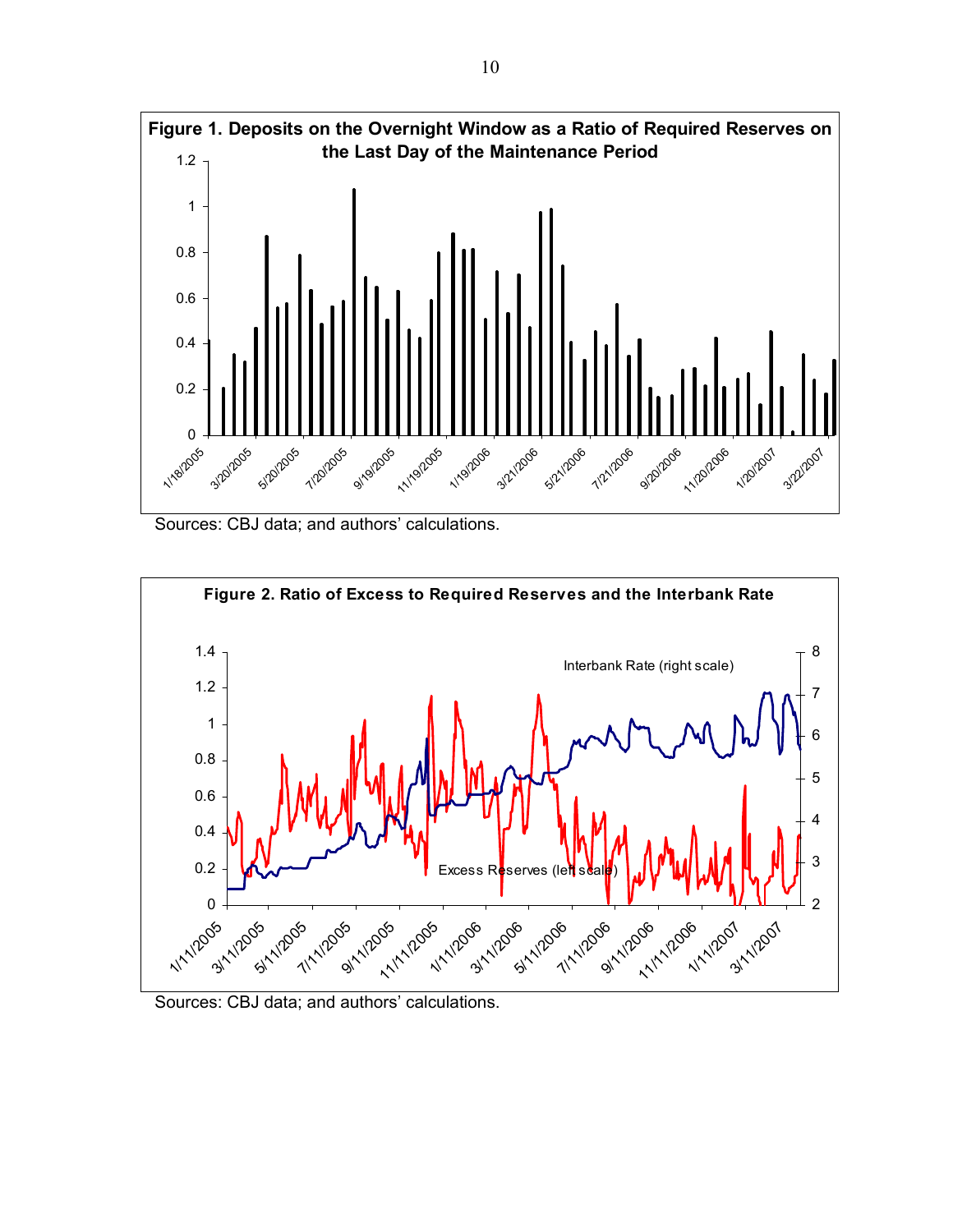**Figure 1. Deposits on the Overnight Window as a Ratio of Required Reserves on the Last Day of the Maintenance Period**

Sources: CBJ data; and authors' calculations.

**Figure 2. Ratio of Excess to Required Reserves and the Interbank Rate**

Sources: CBJ data; and authors' calculations.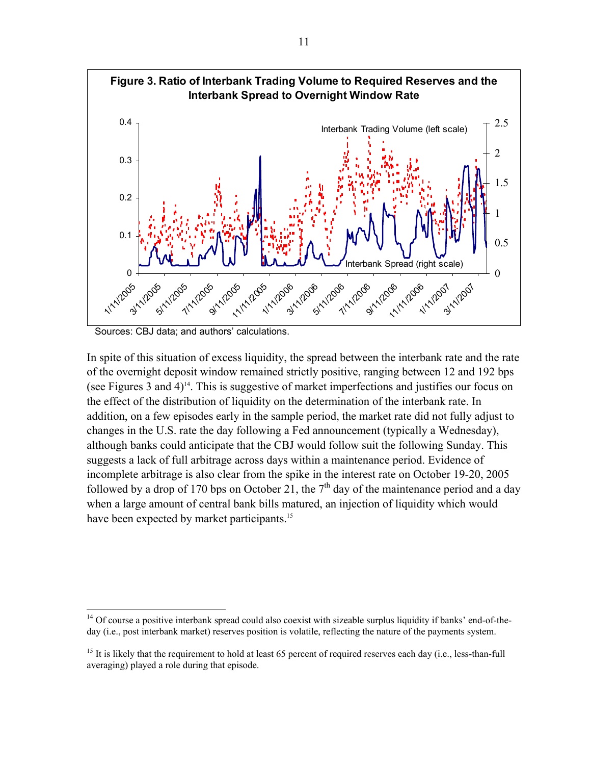**Figure 3. Ratio of Interbank Trading Volume to Required Reserves and the Interbank Spread to Overnight Window Rate**

Sources: CBJ data; and authors' calculations.

In spite of this situation of excess liquidity, the spread between the interbank rate and the rate of the overnight deposit window remained strictly positive, ranging between 12 and 192 bps (see Figures 3 and 4)[14]. This is suggestive of market imperfections and justifies our focus on the effect of the distribution of liquidity on the determination of the interbank rate. In addition, on a few episodes early in the sample period, the market rate did not fully adjust to changes in the U.S. rate the day following a Fed announcement (typically a Wednesday), although banks could anticipate that the CBJ would follow suit the following Sunday. This suggests a lack of full arbitrage across days within a maintenance period. Evidence of incomplete arbitrage is also clear from the spike in the interest rate on October 19-20, 2005 followed by a drop of 170 bps on October 21, the 7th day of the maintenance period and a day when a large amount of central bank bills matured, an injection of liquidity which would have been expected by market participants.[15]

---

[14] Of course a positive interbank spread could also coexist with sizeable surplus liquidity if banks' end-of-the-day (i.e., post interbank market) reserves position is volatile, reflecting the nature of the payments system.

[15] It is likely that the requirement to hold at least 65 percent of required reserves each day (i.e., less-than-full averaging) played a role during that episode.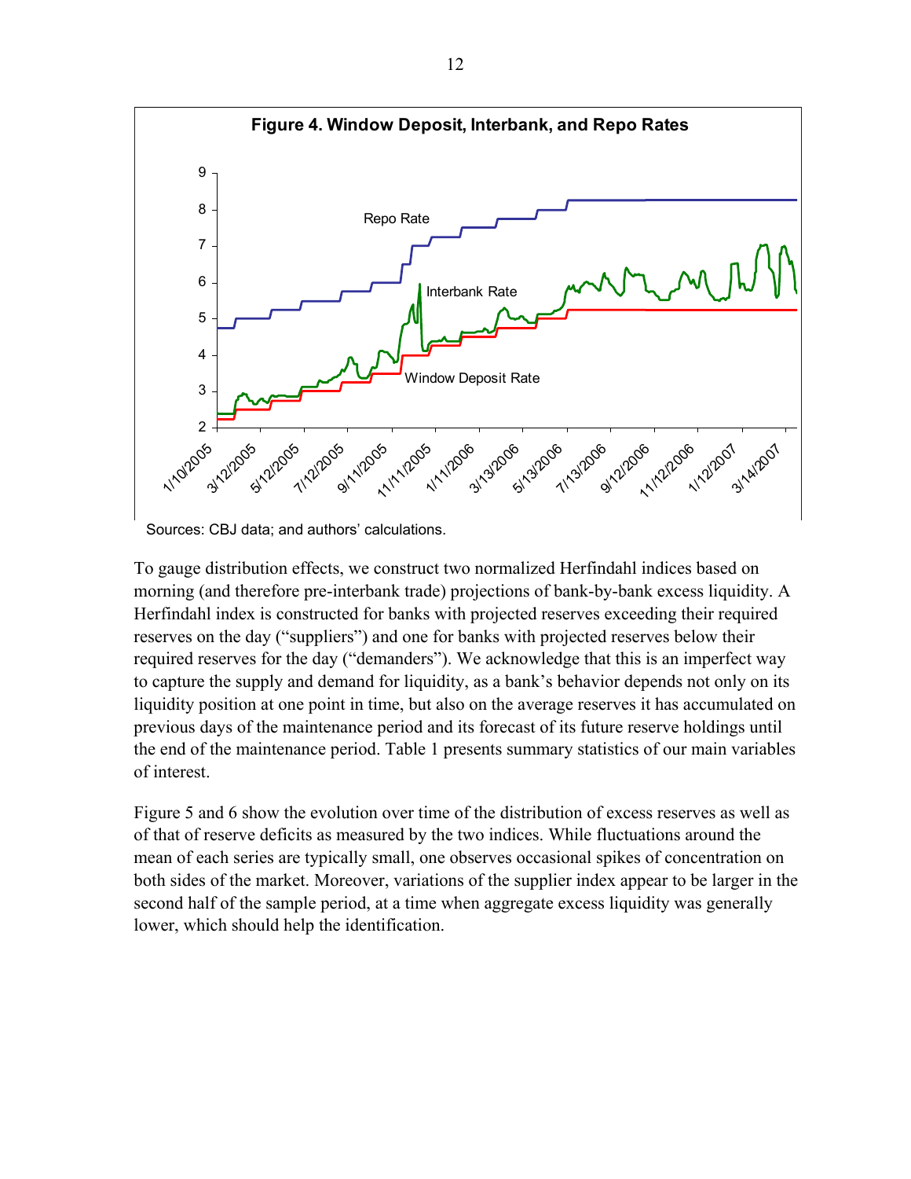**Figure 4. Window Deposit, Interbank, and Repo Rates**

Sources: CBJ data; and authors' calculations.

To gauge distribution effects, we construct two normalized Herfindahl indices based on morning (and therefore pre-interbank trade) projections of bank-by-bank excess liquidity. A Herfindahl index is constructed for banks with projected reserves exceeding their required reserves on the day ("suppliers") and one for banks with projected reserves below their required reserves for the day ("demanders"). We acknowledge that this is an imperfect way to capture the supply and demand for liquidity, as a bank's behavior depends not only on its liquidity position at one point in time, but also on the average reserves it has accumulated on previous days of the maintenance period and its forecast of its future reserve holdings until the end of the maintenance period. Table 1 presents summary statistics of our main variables of interest.

Figure 5 and 6 show the evolution over time of the distribution of excess reserves as well as of that of reserve deficits as measured by the two indices. While fluctuations around the mean of each series are typically small, one observes occasional spikes of concentration on both sides of the market. Moreover, variations of the supplier index appear to be larger in the second half of the sample period, at a time when aggregate excess liquidity was generally lower, which should help the identification.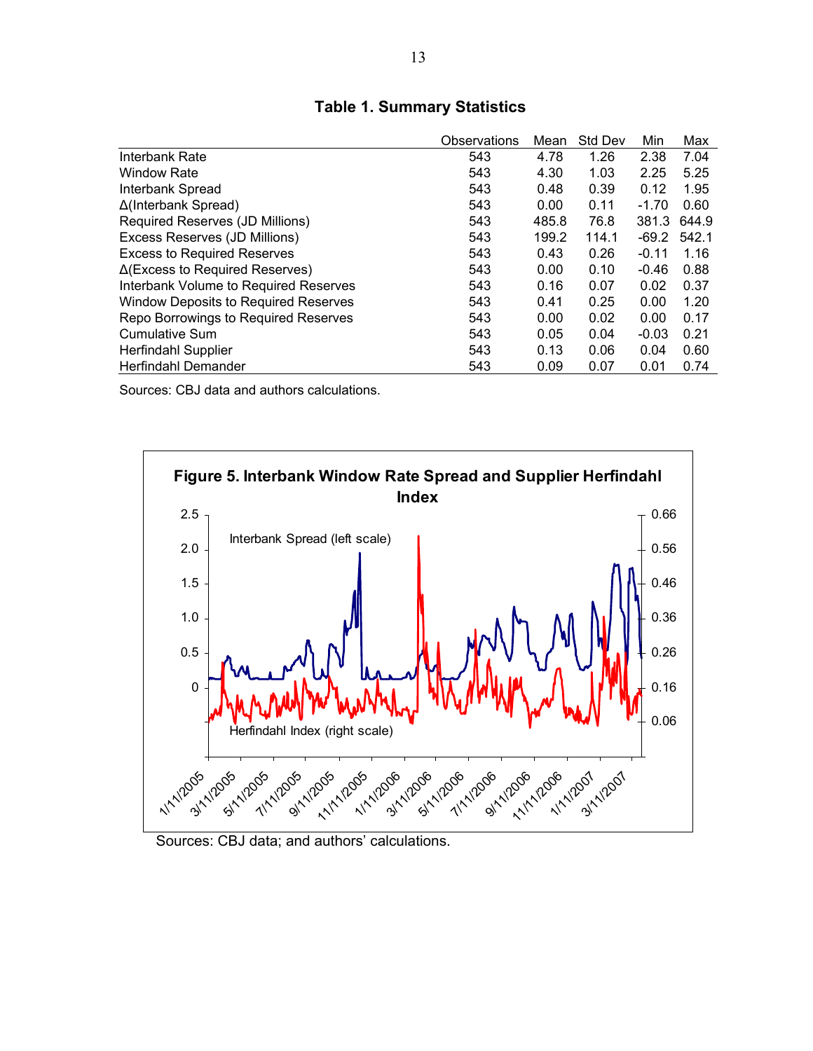## Table 1. Summary Statistics

| | Observations | Mean | Std Dev | Min | Max |
|---|---|---|---|---|---|
| Interbank Rate | 543 | 4.78 | 1.26 | 2.38 | 7.04 |
| Window Rate | 543 | 4.30 | 1.03 | 2.25 | 5.25 |
| Interbank Spread | 543 | 0.48 | 0.39 | 0.12 | 1.95 |
| Δ(Interbank Spread) | 543 | 0.00 | 0.11 | -1.70 | 0.60 |
| Required Reserves (JD Millions) | 543 | 485.8 | 76.8 | 381.3 | 644.9 |
| Excess Reserves (JD Millions) | 543 | 199.2 | 114.1 | -69.2 | 542.1 |
| Excess to Required Reserves | 543 | 0.43 | 0.26 | -0.11 | 1.16 |
| Δ(Excess to Required Reserves) | 543 | 0.00 | 0.10 | -0.46 | 0.88 |
| Interbank Volume to Required Reserves | 543 | 0.16 | 0.07 | 0.02 | 0.37 |
| Window Deposits to Required Reserves | 543 | 0.41 | 0.25 | 0.00 | 1.20 |
| Repo Borrowings to Required Reserves | 543 | 0.00 | 0.02 | 0.00 | 0.17 |
| Cumulative Sum | 543 | 0.05 | 0.04 | -0.03 | 0.21 |
| Herfindahl Supplier | 543 | 0.13 | 0.06 | 0.04 | 0.60 |
| Herfindahl Demander | 543 | 0.09 | 0.07 | 0.01 | 0.74 |

Sources: CBJ data and authors calculations.

**Figure 5. Interbank Window Rate Spread and Supplier Herfindahl Index**

Sources: CBJ data; and authors' calculations.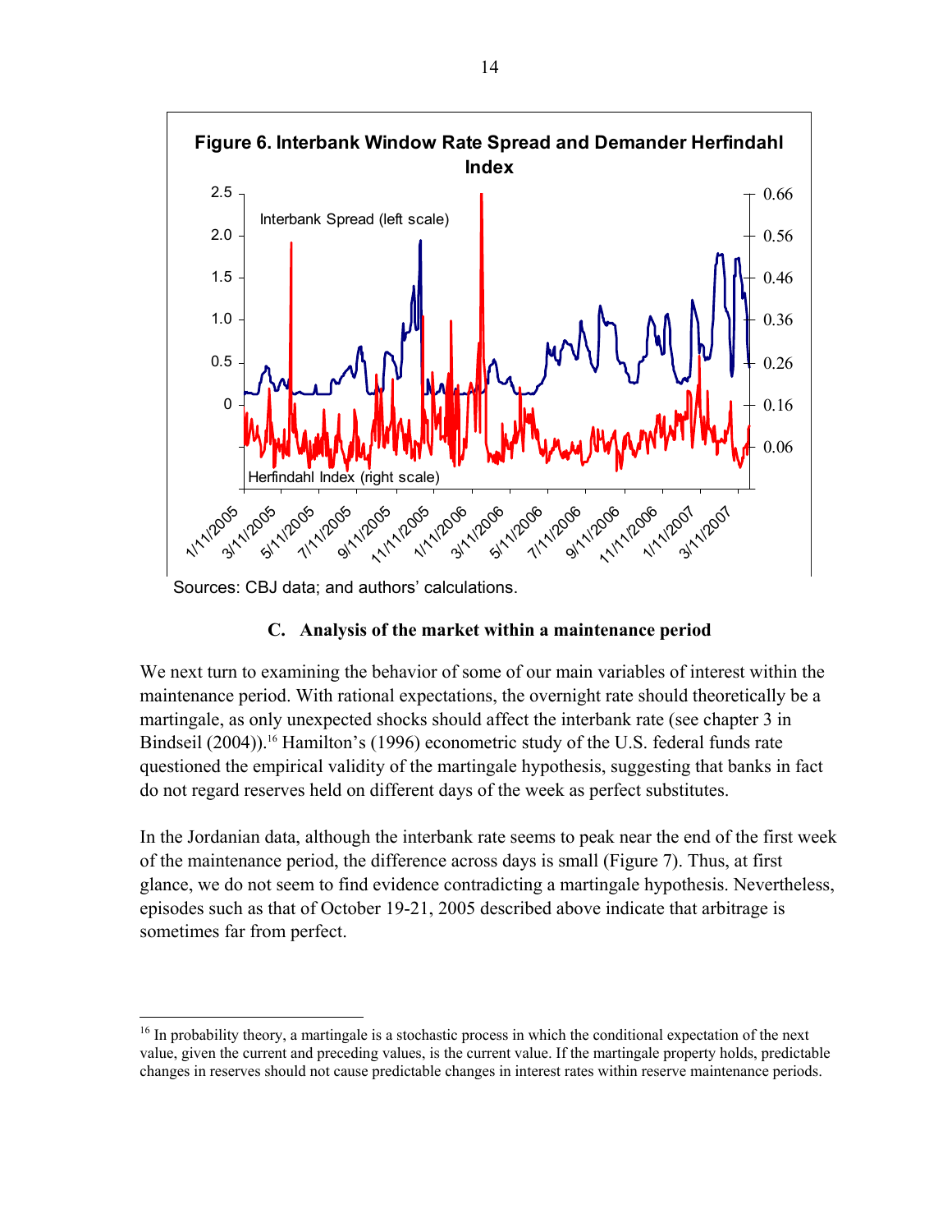**Figure 6. Interbank Window Rate Spread and Demander Herfindahl Index**

Sources: CBJ data; and authors' calculations.

### C. Analysis of the market within a maintenance period

We next turn to examining the behavior of some of our main variables of interest within the maintenance period. With rational expectations, the overnight rate should theoretically be a martingale, as only unexpected shocks should affect the interbank rate (see chapter 3 in Bindseil (2004)).[16] Hamilton's (1996) econometric study of the U.S. federal funds rate questioned the empirical validity of the martingale hypothesis, suggesting that banks in fact do not regard reserves held on different days of the week as perfect substitutes.

In the Jordanian data, although the interbank rate seems to peak near the end of the first week of the maintenance period, the difference across days is small (Figure 7). Thus, at first glance, we do not seem to find evidence contradicting a martingale hypothesis. Nevertheless, episodes such as that of October 19-21, 2005 described above indicate that arbitrage is sometimes far from perfect.

---

[16] In probability theory, a martingale is a stochastic process in which the conditional expectation of the next value, given the current and preceding values, is the current value. If the martingale property holds, predictable changes in reserves should not cause predictable changes in interest rates within reserve maintenance periods.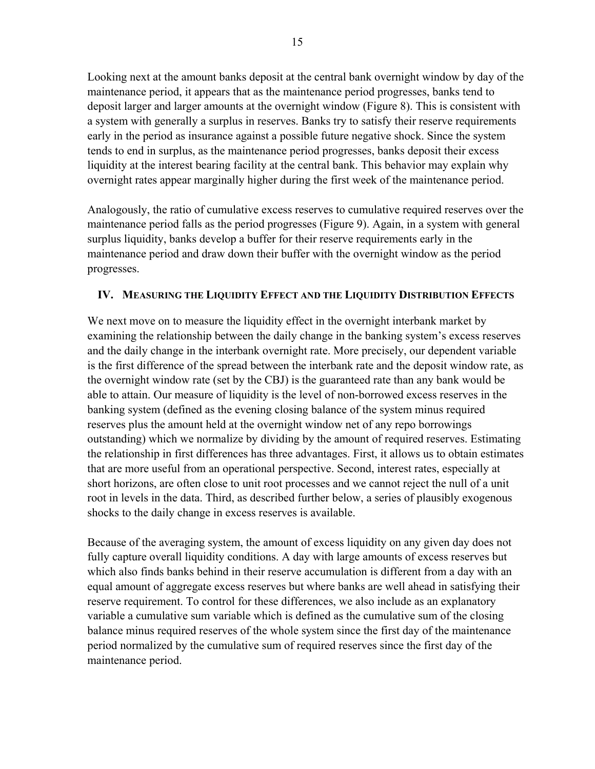Looking next at the amount banks deposit at the central bank overnight window by day of the maintenance period, it appears that as the maintenance period progresses, banks tend to deposit larger and larger amounts at the overnight window (Figure 8). This is consistent with a system with generally a surplus in reserves. Banks try to satisfy their reserve requirements early in the period as insurance against a possible future negative shock. Since the system tends to end in surplus, as the maintenance period progresses, banks deposit their excess liquidity at the interest bearing facility at the central bank. This behavior may explain why overnight rates appear marginally higher during the first week of the maintenance period.

Analogously, the ratio of cumulative excess reserves to cumulative required reserves over the maintenance period falls as the period progresses (Figure 9). Again, in a system with general surplus liquidity, banks develop a buffer for their reserve requirements early in the maintenance period and draw down their buffer with the overnight window as the period progresses.

## IV. Measuring the Liquidity Effect and the Liquidity Distribution Effects

We next move on to measure the liquidity effect in the overnight interbank market by examining the relationship between the daily change in the banking system's excess reserves and the daily change in the interbank overnight rate. More precisely, our dependent variable is the first difference of the spread between the interbank rate and the deposit window rate, as the overnight window rate (set by the CBJ) is the guaranteed rate than any bank would be able to attain. Our measure of liquidity is the level of non-borrowed excess reserves in the banking system (defined as the evening closing balance of the system minus required reserves plus the amount held at the overnight window net of any repo borrowings outstanding) which we normalize by dividing by the amount of required reserves. Estimating the relationship in first differences has three advantages. First, it allows us to obtain estimates that are more useful from an operational perspective. Second, interest rates, especially at short horizons, are often close to unit root processes and we cannot reject the null of a unit root in levels in the data. Third, as described further below, a series of plausibly exogenous shocks to the daily change in excess reserves is available.

Because of the averaging system, the amount of excess liquidity on any given day does not fully capture overall liquidity conditions. A day with large amounts of excess reserves but which also finds banks behind in their reserve accumulation is different from a day with an equal amount of aggregate excess reserves but where banks are well ahead in satisfying their reserve requirement. To control for these differences, we also include as an explanatory variable a cumulative sum variable which is defined as the cumulative sum of the closing balance minus required reserves of the whole system since the first day of the maintenance period normalized by the cumulative sum of required reserves since the first day of the maintenance period.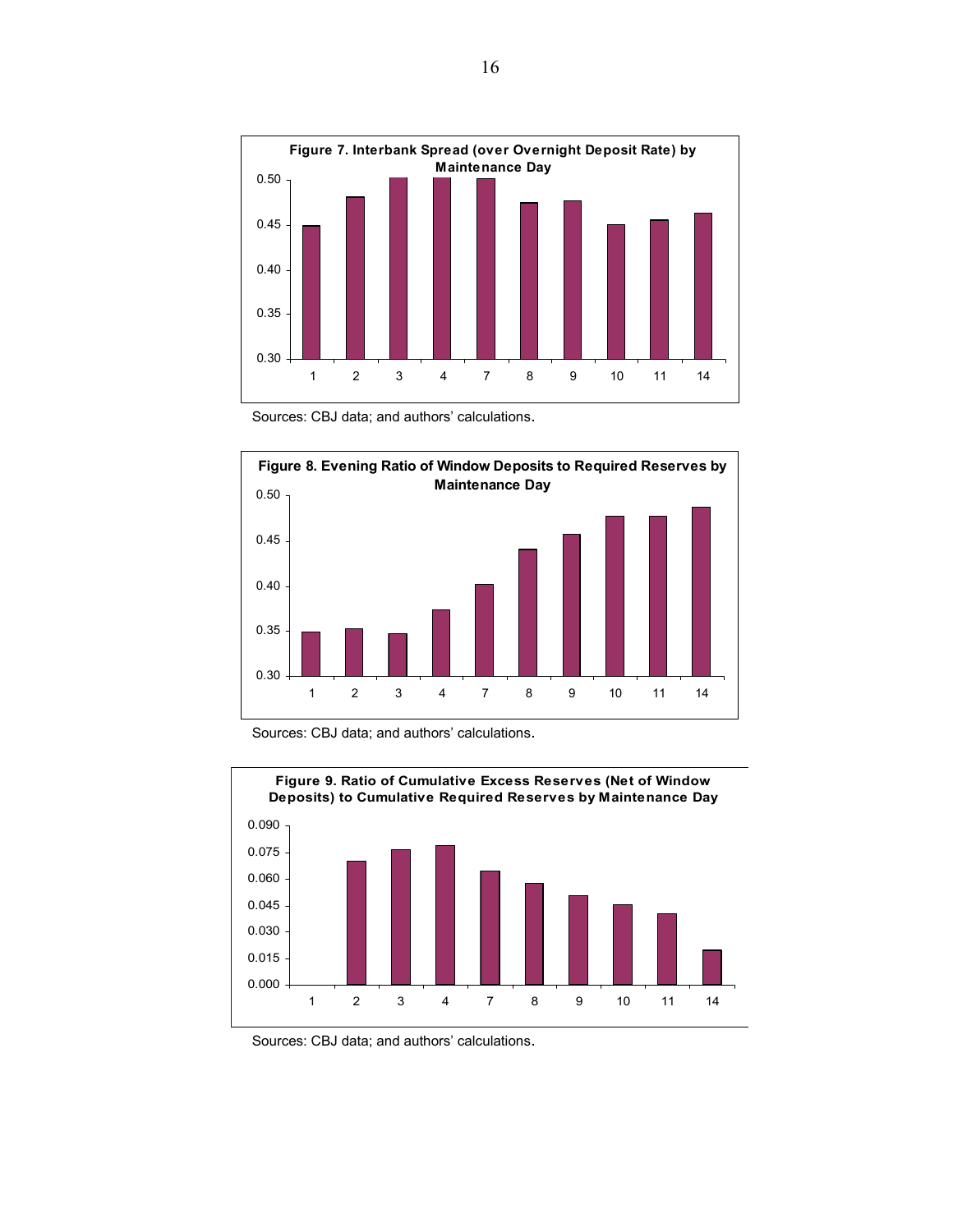**Figure 7. Interbank Spread (over Overnight Deposit Rate) by Maintenance Day**

Sources: CBJ data; and authors' calculations.

**Figure 8. Evening Ratio of Window Deposits to Required Reserves by Maintenance Day**

Sources: CBJ data; and authors' calculations.

**Figure 9. Ratio of Cumulative Excess Reserves (Net of Window Deposits) to Cumulative Required Reserves by Maintenance Day**

Sources: CBJ data; and authors' calculations.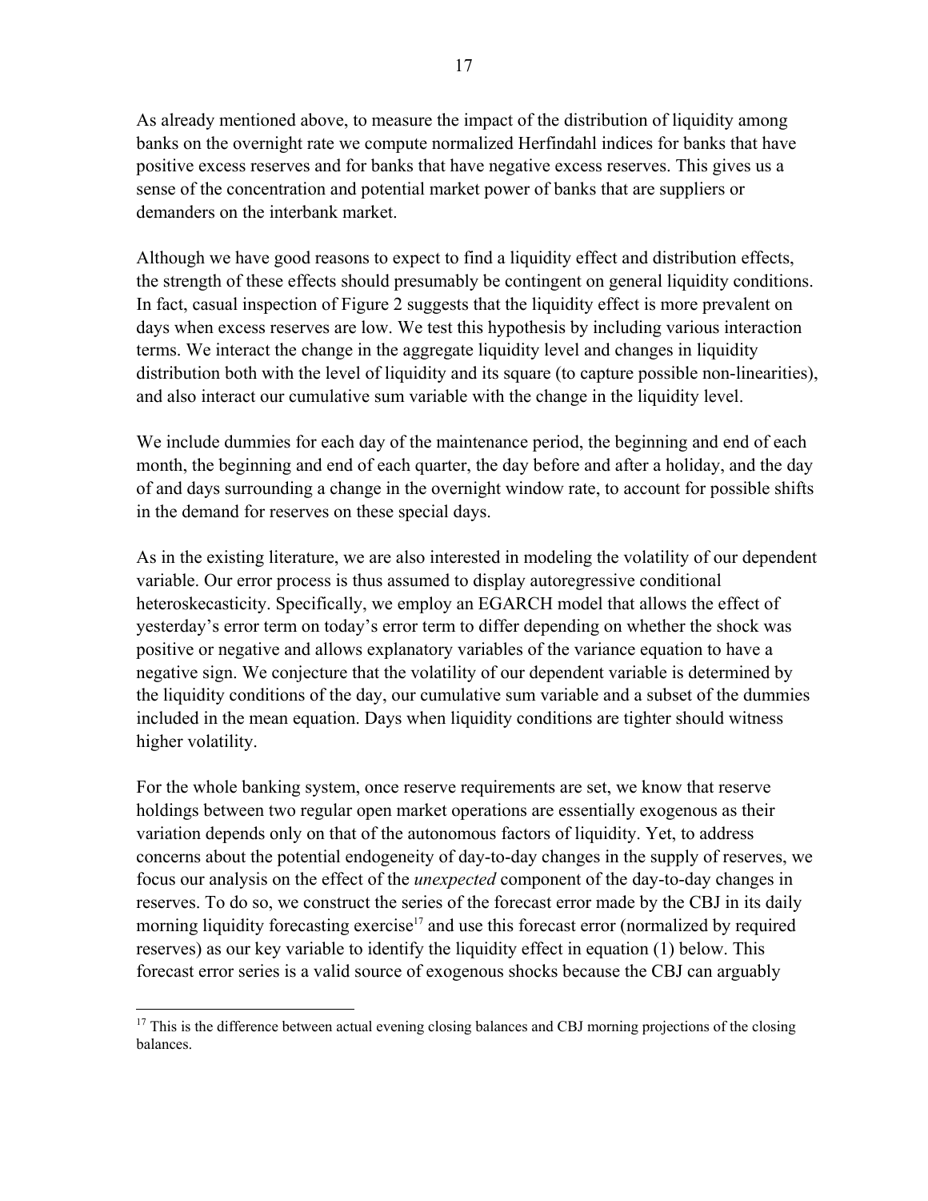As already mentioned above, to measure the impact of the distribution of liquidity among banks on the overnight rate we compute normalized Herfindahl indices for banks that have positive excess reserves and for banks that have negative excess reserves. This gives us a sense of the concentration and potential market power of banks that are suppliers or demanders on the interbank market.

Although we have good reasons to expect to find a liquidity effect and distribution effects, the strength of these effects should presumably be contingent on general liquidity conditions. In fact, casual inspection of Figure 2 suggests that the liquidity effect is more prevalent on days when excess reserves are low. We test this hypothesis by including various interaction terms. We interact the change in the aggregate liquidity level and changes in liquidity distribution both with the level of liquidity and its square (to capture possible non-linearities), and also interact our cumulative sum variable with the change in the liquidity level.

We include dummies for each day of the maintenance period, the beginning and end of each month, the beginning and end of each quarter, the day before and after a holiday, and the day of and days surrounding a change in the overnight window rate, to account for possible shifts in the demand for reserves on these special days.

As in the existing literature, we are also interested in modeling the volatility of our dependent variable. Our error process is thus assumed to display autoregressive conditional heteroskecasticity. Specifically, we employ an EGARCH model that allows the effect of yesterday's error term on today's error term to differ depending on whether the shock was positive or negative and allows explanatory variables of the variance equation to have a negative sign. We conjecture that the volatility of our dependent variable is determined by the liquidity conditions of the day, our cumulative sum variable and a subset of the dummies included in the mean equation. Days when liquidity conditions are tighter should witness higher volatility.

For the whole banking system, once reserve requirements are set, we know that reserve holdings between two regular open market operations are essentially exogenous as their variation depends only on that of the autonomous factors of liquidity. Yet, to address concerns about the potential endogeneity of day-to-day changes in the supply of reserves, we focus our analysis on the effect of the *unexpected* component of the day-to-day changes in reserves. To do so, we construct the series of the forecast error made by the CBJ in its daily morning liquidity forecasting exercise[17] and use this forecast error (normalized by required reserves) as our key variable to identify the liquidity effect in equation (1) below. This forecast error series is a valid source of exogenous shocks because the CBJ can arguably

[17] This is the difference between actual evening closing balances and CBJ morning projections of the closing balances.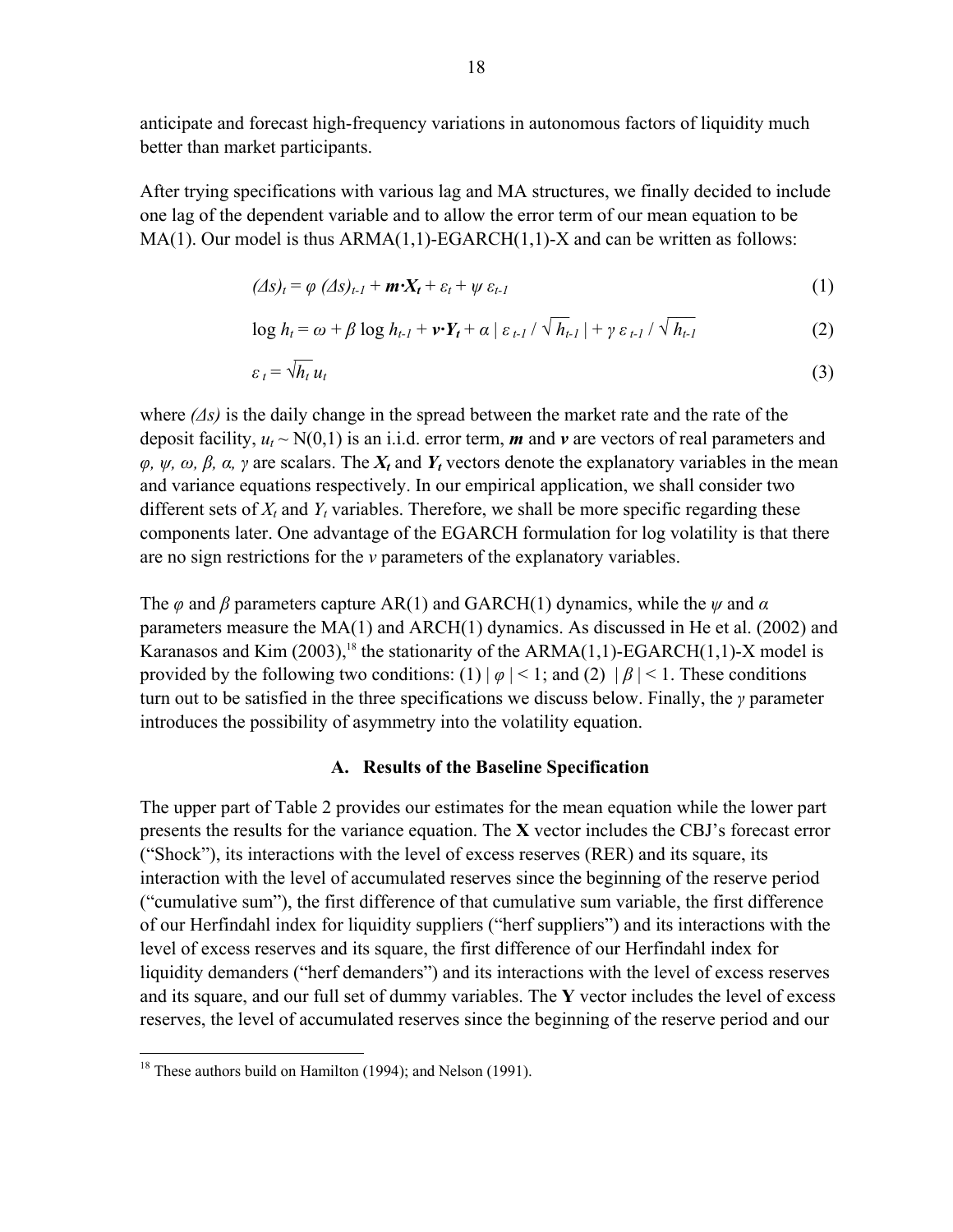anticipate and forecast high-frequency variations in autonomous factors of liquidity much better than market participants.

After trying specifications with various lag and MA structures, we finally decided to include one lag of the dependent variable and to allow the error term of our mean equation to be MA(1). Our model is thus ARMA(1,1)-EGARCH(1,1)-X and can be written as follows:

$$(\Delta s)_t = \varphi\,(\Delta s)_{t-1} + \boldsymbol{m}\cdot\boldsymbol{X_t} + \varepsilon_t + \psi\,\varepsilon_{t-1} \tag{1}$$

$$\log h_t = \omega + \beta \log h_{t-1} + \boldsymbol{v}\cdot\boldsymbol{Y_t} + \alpha\,|\,\varepsilon_{t-1} / \sqrt{h_{t-1}}\,| + \gamma\,\varepsilon_{t-1} / \sqrt{h_{t-1}} \tag{2}$$

$$\varepsilon_t = \sqrt{h_t}\,u_t \tag{3}$$

where $(\Delta s)$ is the daily change in the spread between the market rate and the rate of the deposit facility, $u_t \sim N(0,1)$ is an i.i.d. error term, $\boldsymbol{m}$ and $\boldsymbol{v}$ are vectors of real parameters and $\varphi, \psi, \omega, \beta, \alpha, \gamma$ are scalars. The $\boldsymbol{X_t}$ and $\boldsymbol{Y_t}$ vectors denote the explanatory variables in the mean and variance equations respectively. In our empirical application, we shall consider two different sets of $X_t$ and $Y_t$ variables. Therefore, we shall be more specific regarding these components later. One advantage of the EGARCH formulation for log volatility is that there are no sign restrictions for the $v$ parameters of the explanatory variables.

The $\varphi$ and $\beta$ parameters capture AR(1) and GARCH(1) dynamics, while the $\psi$ and $\alpha$ parameters measure the MA(1) and ARCH(1) dynamics. As discussed in He et al. (2002) and Karanasos and Kim (2003),[18] the stationarity of the ARMA(1,1)-EGARCH(1,1)-X model is provided by the following two conditions: (1) $|\,\varphi\,| < 1$; and (2) $|\,\beta\,| < 1$. These conditions turn out to be satisfied in the three specifications we discuss below. Finally, the $\gamma$ parameter introduces the possibility of asymmetry into the volatility equation.

### A. Results of the Baseline Specification

The upper part of Table 2 provides our estimates for the mean equation while the lower part presents the results for the variance equation. The **X** vector includes the CBJ's forecast error ("Shock"), its interactions with the level of excess reserves (RER) and its square, its interaction with the level of accumulated reserves since the beginning of the reserve period ("cumulative sum"), the first difference of that cumulative sum variable, the first difference of our Herfindahl index for liquidity suppliers ("herf suppliers") and its interactions with the level of excess reserves and its square, the first difference of our Herfindahl index for liquidity demanders ("herf demanders") and its interactions with the level of excess reserves and its square, and our full set of dummy variables. The **Y** vector includes the level of excess reserves, the level of accumulated reserves since the beginning of the reserve period and our

[18] These authors build on Hamilton (1994); and Nelson (1991).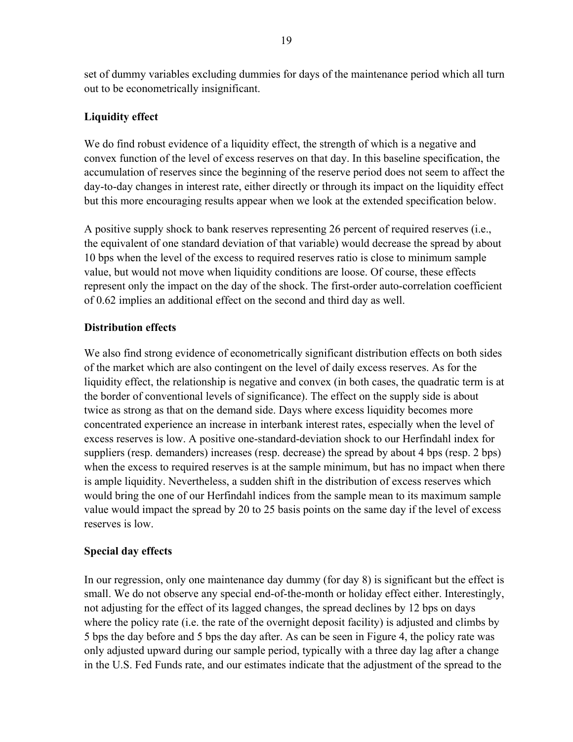set of dummy variables excluding dummies for days of the maintenance period which all turn out to be econometrically insignificant.

**Liquidity effect**

We do find robust evidence of a liquidity effect, the strength of which is a negative and convex function of the level of excess reserves on that day. In this baseline specification, the accumulation of reserves since the beginning of the reserve period does not seem to affect the day-to-day changes in interest rate, either directly or through its impact on the liquidity effect but this more encouraging results appear when we look at the extended specification below.

A positive supply shock to bank reserves representing 26 percent of required reserves (i.e., the equivalent of one standard deviation of that variable) would decrease the spread by about 10 bps when the level of the excess to required reserves ratio is close to minimum sample value, but would not move when liquidity conditions are loose. Of course, these effects represent only the impact on the day of the shock. The first-order auto-correlation coefficient of 0.62 implies an additional effect on the second and third day as well.

**Distribution effects**

We also find strong evidence of econometrically significant distribution effects on both sides of the market which are also contingent on the level of daily excess reserves. As for the liquidity effect, the relationship is negative and convex (in both cases, the quadratic term is at the border of conventional levels of significance). The effect on the supply side is about twice as strong as that on the demand side. Days where excess liquidity becomes more concentrated experience an increase in interbank interest rates, especially when the level of excess reserves is low. A positive one-standard-deviation shock to our Herfindahl index for suppliers (resp. demanders) increases (resp. decrease) the spread by about 4 bps (resp. 2 bps) when the excess to required reserves is at the sample minimum, but has no impact when there is ample liquidity. Nevertheless, a sudden shift in the distribution of excess reserves which would bring the one of our Herfindahl indices from the sample mean to its maximum sample value would impact the spread by 20 to 25 basis points on the same day if the level of excess reserves is low.

**Special day effects**

In our regression, only one maintenance day dummy (for day 8) is significant but the effect is small. We do not observe any special end-of-the-month or holiday effect either. Interestingly, not adjusting for the effect of its lagged changes, the spread declines by 12 bps on days where the policy rate (i.e. the rate of the overnight deposit facility) is adjusted and climbs by 5 bps the day before and 5 bps the day after. As can be seen in Figure 4, the policy rate was only adjusted upward during our sample period, typically with a three day lag after a change in the U.S. Fed Funds rate, and our estimates indicate that the adjustment of the spread to the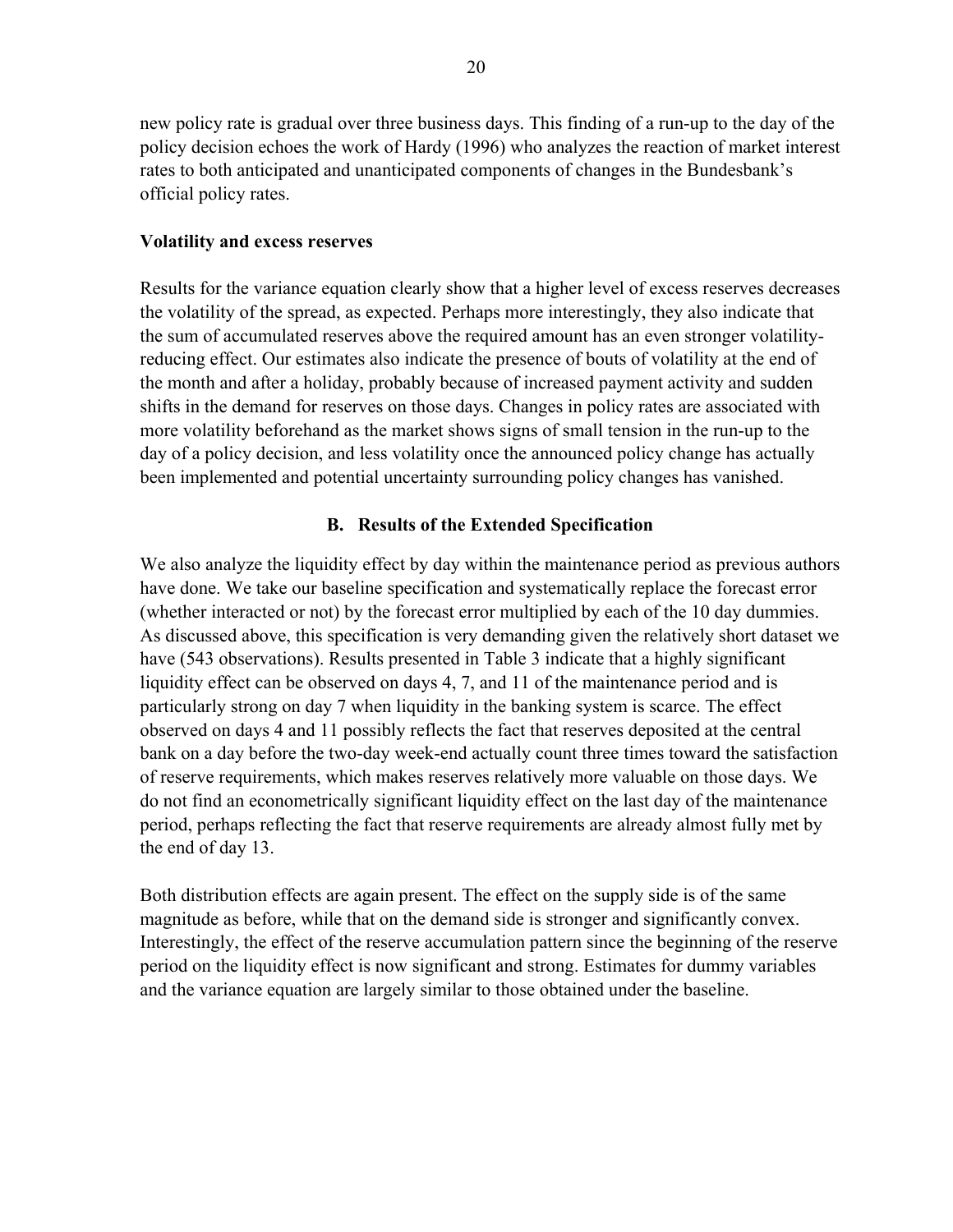new policy rate is gradual over three business days. This finding of a run-up to the day of the policy decision echoes the work of Hardy (1996) who analyzes the reaction of market interest rates to both anticipated and unanticipated components of changes in the Bundesbank's official policy rates.

**Volatility and excess reserves**

Results for the variance equation clearly show that a higher level of excess reserves decreases the volatility of the spread, as expected. Perhaps more interestingly, they also indicate that the sum of accumulated reserves above the required amount has an even stronger volatility-reducing effect. Our estimates also indicate the presence of bouts of volatility at the end of the month and after a holiday, probably because of increased payment activity and sudden shifts in the demand for reserves on those days. Changes in policy rates are associated with more volatility beforehand as the market shows signs of small tension in the run-up to the day of a policy decision, and less volatility once the announced policy change has actually been implemented and potential uncertainty surrounding policy changes has vanished.

### B. Results of the Extended Specification

We also analyze the liquidity effect by day within the maintenance period as previous authors have done. We take our baseline specification and systematically replace the forecast error (whether interacted or not) by the forecast error multiplied by each of the 10 day dummies. As discussed above, this specification is very demanding given the relatively short dataset we have (543 observations). Results presented in Table 3 indicate that a highly significant liquidity effect can be observed on days 4, 7, and 11 of the maintenance period and is particularly strong on day 7 when liquidity in the banking system is scarce. The effect observed on days 4 and 11 possibly reflects the fact that reserves deposited at the central bank on a day before the two-day week-end actually count three times toward the satisfaction of reserve requirements, which makes reserves relatively more valuable on those days. We do not find an econometrically significant liquidity effect on the last day of the maintenance period, perhaps reflecting the fact that reserve requirements are already almost fully met by the end of day 13.

Both distribution effects are again present. The effect on the supply side is of the same magnitude as before, while that on the demand side is stronger and significantly convex. Interestingly, the effect of the reserve accumulation pattern since the beginning of the reserve period on the liquidity effect is now significant and strong. Estimates for dummy variables and the variance equation are largely similar to those obtained under the baseline.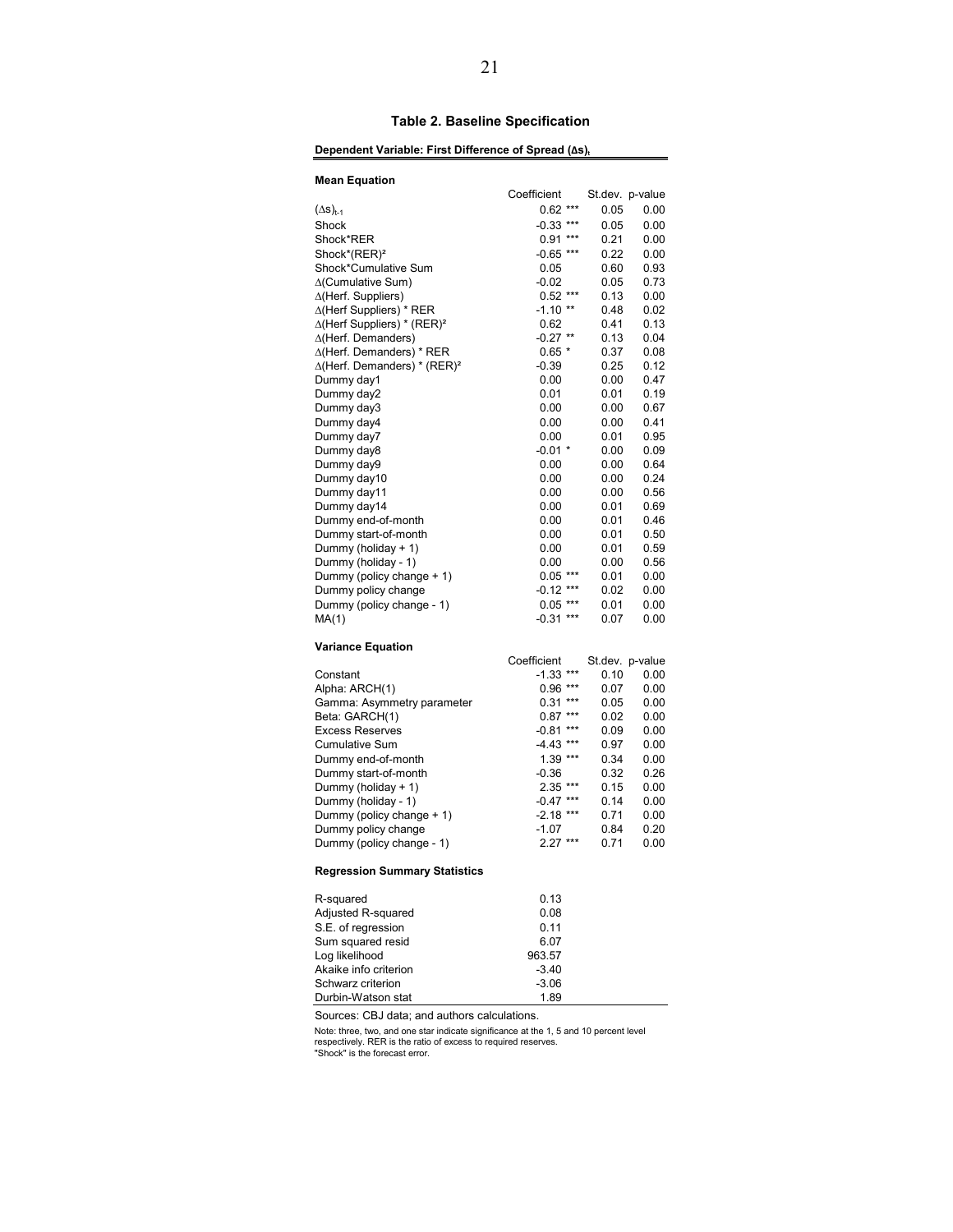## Table 2. Baseline Specification

**Dependent Variable: First Difference of Spread $(\Delta s)_t$**

**Mean Equation**

| | Coefficient | | St.dev. | p-value |
|---|---|---|---|---|
| $(\Delta s)_{t-1}$ | 0.62 | *** | 0.05 | 0.00 |
| Shock | -0.33 | *** | 0.05 | 0.00 |
| Shock*RER | 0.91 | *** | 0.21 | 0.00 |
| Shock*(RER)² | -0.65 | *** | 0.22 | 0.00 |
| Shock*Cumulative Sum | 0.05 | | 0.60 | 0.93 |
| Δ(Cumulative Sum) | -0.02 | | 0.05 | 0.73 |
| Δ(Herf. Suppliers) | 0.52 | *** | 0.13 | 0.00 |
| Δ(Herf Suppliers) * RER | -1.10 | ** | 0.48 | 0.02 |
| Δ(Herf Suppliers) * (RER)² | 0.62 | | 0.41 | 0.13 |
| Δ(Herf. Demanders) | -0.27 | ** | 0.13 | 0.04 |
| Δ(Herf. Demanders) * RER | 0.65 | * | 0.37 | 0.08 |
| Δ(Herf. Demanders) * (RER)² | -0.39 | | 0.25 | 0.12 |
| Dummy day1 | 0.00 | | 0.00 | 0.47 |
| Dummy day2 | 0.01 | | 0.01 | 0.19 |
| Dummy day3 | 0.00 | | 0.00 | 0.67 |
| Dummy day4 | 0.00 | | 0.00 | 0.41 |
| Dummy day7 | 0.00 | | 0.01 | 0.95 |
| Dummy day8 | -0.01 | * | 0.00 | 0.09 |
| Dummy day9 | 0.00 | | 0.00 | 0.64 |
| Dummy day10 | 0.00 | | 0.00 | 0.24 |
| Dummy day11 | 0.00 | | 0.00 | 0.56 |
| Dummy day14 | 0.00 | | 0.01 | 0.69 |
| Dummy end-of-month | 0.00 | | 0.01 | 0.46 |
| Dummy start-of-month | 0.00 | | 0.01 | 0.50 |
| Dummy (holiday + 1) | 0.00 | | 0.01 | 0.59 |
| Dummy (holiday - 1) | 0.00 | | 0.00 | 0.56 |
| Dummy (policy change + 1) | 0.05 | *** | 0.01 | 0.00 |
| Dummy policy change | -0.12 | *** | 0.02 | 0.00 |
| Dummy (policy change - 1) | 0.05 | *** | 0.01 | 0.00 |
| MA(1) | -0.31 | *** | 0.07 | 0.00 |

**Variance Equation**

| | Coefficient | | St.dev. | p-value |
|---|---|---|---|---|
| Constant | -1.33 | *** | 0.10 | 0.00 |
| Alpha: ARCH(1) | 0.96 | *** | 0.07 | 0.00 |
| Gamma: Asymmetry parameter | 0.31 | *** | 0.05 | 0.00 |
| Beta: GARCH(1) | 0.87 | *** | 0.02 | 0.00 |
| Excess Reserves | -0.81 | *** | 0.09 | 0.00 |
| Cumulative Sum | -4.43 | *** | 0.97 | 0.00 |
| Dummy end-of-month | 1.39 | *** | 0.34 | 0.00 |
| Dummy start-of-month | -0.36 | | 0.32 | 0.26 |
| Dummy (holiday + 1) | 2.35 | *** | 0.15 | 0.00 |
| Dummy (holiday - 1) | -0.47 | *** | 0.14 | 0.00 |
| Dummy (policy change + 1) | -2.18 | *** | 0.71 | 0.00 |
| Dummy policy change | -1.07 | | 0.84 | 0.20 |
| Dummy (policy change - 1) | 2.27 | *** | 0.71 | 0.00 |

**Regression Summary Statistics**

| | |
|---|---|
| R-squared | 0.13 |
| Adjusted R-squared | 0.08 |
| S.E. of regression | 0.11 |
| Sum squared resid | 6.07 |
| Log likelihood | 963.57 |
| Akaike info criterion | -3.40 |
| Schwarz criterion | -3.06 |
| Durbin-Watson stat | 1.89 |

Sources: CBJ data; and authors calculations.

Note: three, two, and one star indicate significance at the 1, 5 and 10 percent level respectively. RER is the ratio of excess to required reserves.
"Shock" is the forecast error.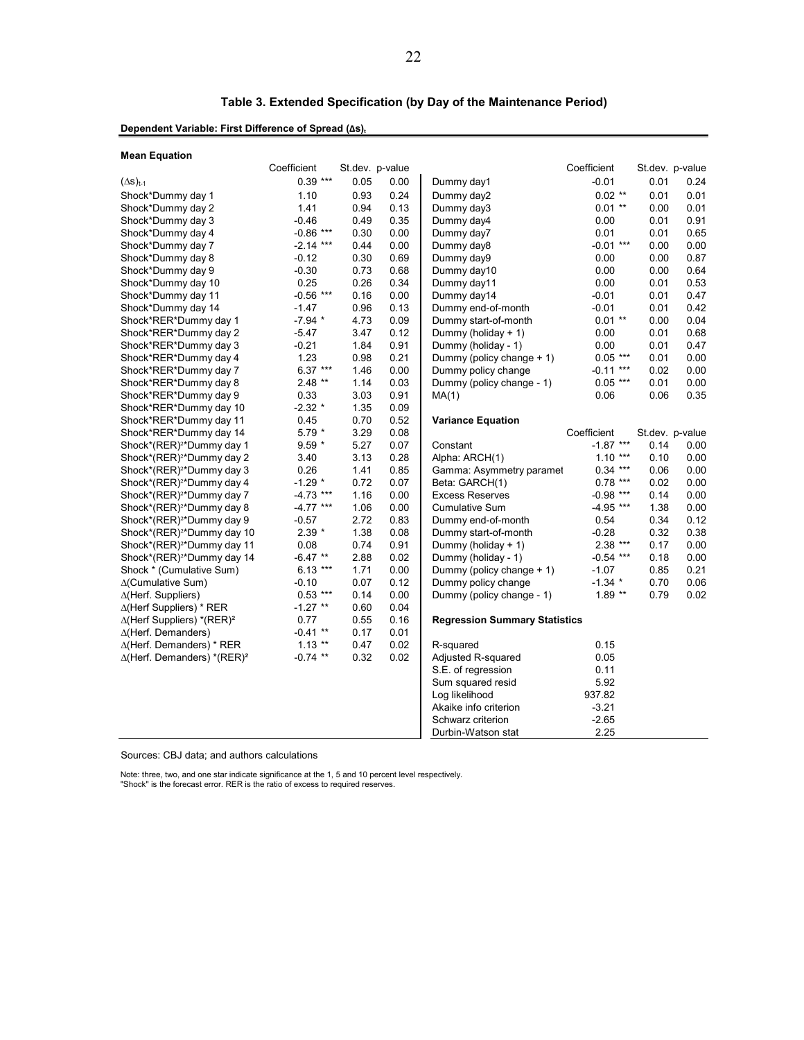## Table 3. Extended Specification (by Day of the Maintenance Period)

**Dependent Variable: First Difference of Spread $(\Delta s)_t$**

**Mean Equation**

| | Coefficient | St.dev. | p-value |
|---|---|---|---|
| $(\Delta s)_{t-1}$ | 0.39 *** | 0.05 | 0.00 |
| Shock*Dummy day 1 | 1.10 | 0.93 | 0.24 |
| Shock*Dummy day 2 | 1.41 | 0.94 | 0.13 |
| Shock*Dummy day 3 | -0.46 | 0.49 | 0.35 |
| Shock*Dummy day 4 | -0.86 *** | 0.30 | 0.00 |
| Shock*Dummy day 7 | -2.14 *** | 0.44 | 0.00 |
| Shock*Dummy day 8 | -0.12 | 0.30 | 0.69 |
| Shock*Dummy day 9 | -0.30 | 0.73 | 0.68 |
| Shock*Dummy day 10 | 0.25 | 0.26 | 0.34 |
| Shock*Dummy day 11 | -0.56 *** | 0.16 | 0.00 |
| Shock*Dummy day 14 | -1.47 | 0.96 | 0.13 |
| Shock*RER*Dummy day 1 | -7.94 * | 4.73 | 0.09 |
| Shock*RER*Dummy day 2 | -5.47 | 3.47 | 0.12 |
| Shock*RER*Dummy day 3 | -0.21 | 1.84 | 0.91 |
| Shock*RER*Dummy day 4 | 1.23 | 0.98 | 0.21 |
| Shock*RER*Dummy day 7 | 6.37 *** | 1.46 | 0.00 |
| Shock*RER*Dummy day 8 | 2.48 ** | 1.14 | 0.03 |
| Shock*RER*Dummy day 9 | 0.33 | 3.03 | 0.91 |
| Shock*RER*Dummy day 10 | -2.32 * | 1.35 | 0.09 |
| Shock*RER*Dummy day 11 | 0.45 | 0.70 | 0.52 |
| Shock*RER*Dummy day 14 | 5.79 * | 3.29 | 0.08 |
| Shock*$(RER)^2$*Dummy day 1 | 9.59 * | 5.27 | 0.07 |
| Shock*$(RER)^2$*Dummy day 2 | 3.40 | 3.13 | 0.28 |
| Shock*$(RER)^2$*Dummy day 3 | 0.26 | 1.41 | 0.85 |
| Shock*$(RER)^2$*Dummy day 4 | -1.29 * | 0.72 | 0.07 |
| Shock*$(RER)^2$*Dummy day 7 | -4.73 *** | 1.16 | 0.00 |
| Shock*$(RER)^2$*Dummy day 8 | -4.77 *** | 1.06 | 0.00 |
| Shock*$(RER)^2$*Dummy day 9 | -0.57 | 2.72 | 0.83 |
| Shock*$(RER)^2$*Dummy day 10 | 2.39 * | 1.38 | 0.08 |
| Shock*$(RER)^2$*Dummy day 11 | 0.08 | 0.74 | 0.91 |
| Shock*$(RER)^2$*Dummy day 14 | -6.47 ** | 2.88 | 0.02 |
| Shock * (Cumulative Sum) | 6.13 *** | 1.71 | 0.00 |
| $\Delta$(Cumulative Sum) | -0.10 | 0.07 | 0.12 |
| $\Delta$(Herf. Suppliers) | 0.53 *** | 0.14 | 0.00 |
| $\Delta$(Herf Suppliers) * RER | -1.27 ** | 0.60 | 0.04 |
| $\Delta$(Herf Suppliers) *$(RER)^2$ | 0.77 | 0.55 | 0.16 |
| $\Delta$(Herf. Demanders) | -0.41 ** | 0.17 | 0.01 |
| $\Delta$(Herf. Demanders) * RER | 1.13 ** | 0.47 | 0.02 |
| $\Delta$(Herf. Demanders) *$(RER)^2$ | -0.74 ** | 0.32 | 0.02 |
| Dummy day1 | -0.01 | 0.01 | 0.24 |
| Dummy day2 | 0.02 ** | 0.01 | 0.01 |
| Dummy day3 | 0.01 ** | 0.00 | 0.01 |
| Dummy day4 | 0.00 | 0.01 | 0.91 |
| Dummy day7 | 0.01 | 0.01 | 0.65 |
| Dummy day8 | -0.01 *** | 0.00 | 0.00 |
| Dummy day9 | 0.00 | 0.00 | 0.87 |
| Dummy day10 | 0.00 | 0.00 | 0.64 |
| Dummy day11 | 0.00 | 0.01 | 0.53 |
| Dummy day14 | -0.01 | 0.01 | 0.47 |
| Dummy end-of-month | -0.01 | 0.01 | 0.42 |
| Dummy start-of-month | 0.01 ** | 0.00 | 0.04 |
| Dummy (holiday + 1) | 0.00 | 0.01 | 0.68 |
| Dummy (holiday - 1) | 0.00 | 0.01 | 0.47 |
| Dummy (policy change + 1) | 0.05 *** | 0.01 | 0.00 |
| Dummy policy change | -0.11 *** | 0.02 | 0.00 |
| Dummy (policy change - 1) | 0.05 *** | 0.01 | 0.00 |
| MA(1) | 0.06 | 0.06 | 0.35 |

**Variance Equation**

| | Coefficient | St.dev. | p-value |
|---|---|---|---|
| Constant | -1.87 *** | 0.14 | 0.00 |
| Alpha: ARCH(1) | 1.10 *** | 0.10 | 0.00 |
| Gamma: Asymmetry paramet | 0.34 *** | 0.06 | 0.00 |
| Beta: GARCH(1) | 0.78 *** | 0.02 | 0.00 |
| Excess Reserves | -0.98 *** | 0.14 | 0.00 |
| Cumulative Sum | -4.95 *** | 1.38 | 0.00 |
| Dummy end-of-month | 0.54 | 0.34 | 0.12 |
| Dummy start-of-month | -0.28 | 0.32 | 0.38 |
| Dummy (holiday + 1) | 2.38 *** | 0.17 | 0.00 |
| Dummy (holiday - 1) | -0.54 *** | 0.18 | 0.00 |
| Dummy (policy change + 1) | -1.07 | 0.85 | 0.21 |
| Dummy policy change | -1.34 * | 0.70 | 0.06 |
| Dummy (policy change - 1) | 1.89 ** | 0.79 | 0.02 |

**Regression Summary Statistics**

| | |
|---|---|
| R-squared | 0.15 |
| Adjusted R-squared | 0.05 |
| S.E. of regression | 0.11 |
| Sum squared resid | 5.92 |
| Log likelihood | 937.82 |
| Akaike info criterion | -3.21 |
| Schwarz criterion | -2.65 |
| Durbin-Watson stat | 2.25 |

Sources: CBJ data; and authors calculations

Note: three, two, and one star indicate significance at the 1, 5 and 10 percent level respectively.
"Shock" is the forecast error. RER is the ratio of excess to required reserves.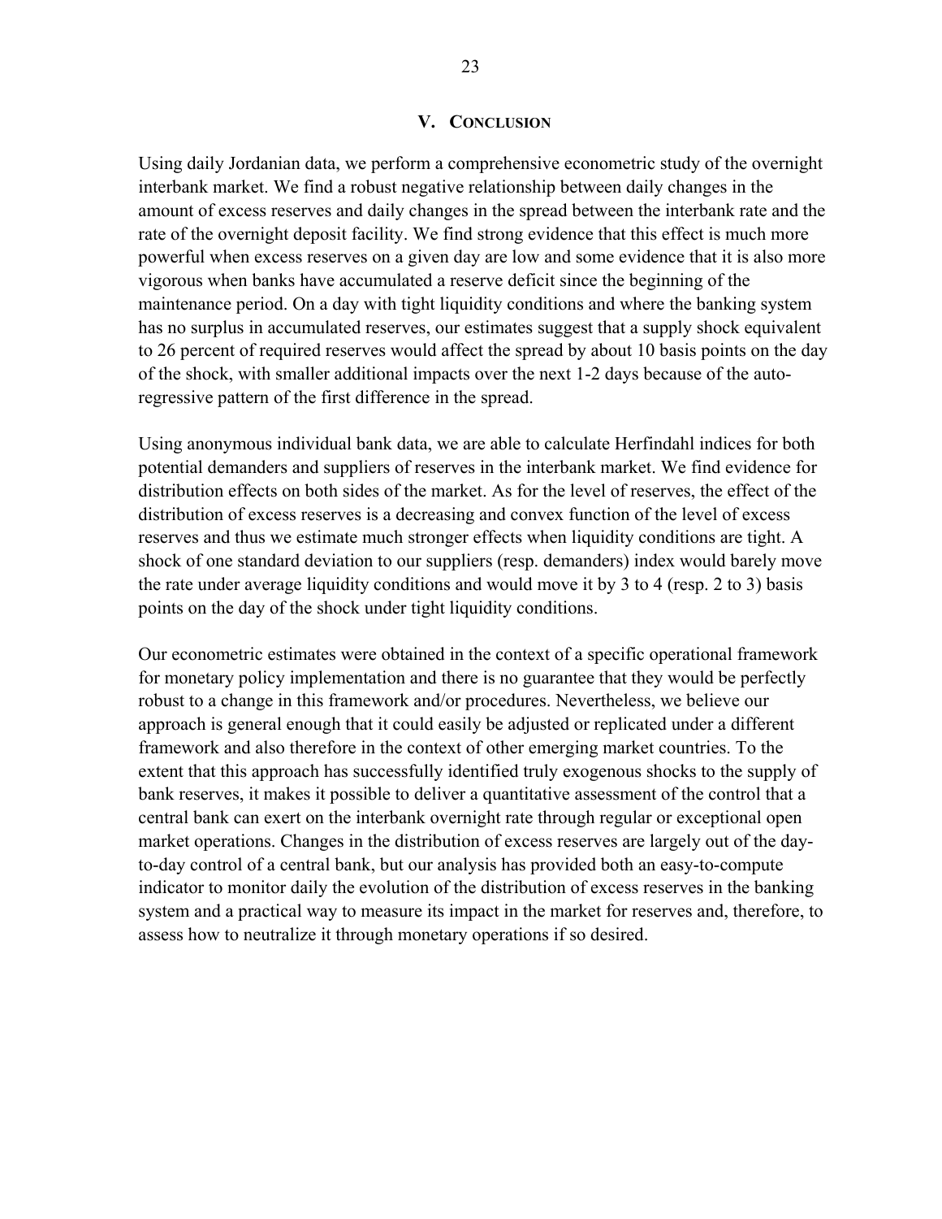## V. Conclusion

Using daily Jordanian data, we perform a comprehensive econometric study of the overnight interbank market. We find a robust negative relationship between daily changes in the amount of excess reserves and daily changes in the spread between the interbank rate and the rate of the overnight deposit facility. We find strong evidence that this effect is much more powerful when excess reserves on a given day are low and some evidence that it is also more vigorous when banks have accumulated a reserve deficit since the beginning of the maintenance period. On a day with tight liquidity conditions and where the banking system has no surplus in accumulated reserves, our estimates suggest that a supply shock equivalent to 26 percent of required reserves would affect the spread by about 10 basis points on the day of the shock, with smaller additional impacts over the next 1-2 days because of the auto-regressive pattern of the first difference in the spread.

Using anonymous individual bank data, we are able to calculate Herfindahl indices for both potential demanders and suppliers of reserves in the interbank market. We find evidence for distribution effects on both sides of the market. As for the level of reserves, the effect of the distribution of excess reserves is a decreasing and convex function of the level of excess reserves and thus we estimate much stronger effects when liquidity conditions are tight. A shock of one standard deviation to our suppliers (resp. demanders) index would barely move the rate under average liquidity conditions and would move it by 3 to 4 (resp. 2 to 3) basis points on the day of the shock under tight liquidity conditions.

Our econometric estimates were obtained in the context of a specific operational framework for monetary policy implementation and there is no guarantee that they would be perfectly robust to a change in this framework and/or procedures. Nevertheless, we believe our approach is general enough that it could easily be adjusted or replicated under a different framework and also therefore in the context of other emerging market countries. To the extent that this approach has successfully identified truly exogenous shocks to the supply of bank reserves, it makes it possible to deliver a quantitative assessment of the control that a central bank can exert on the interbank overnight rate through regular or exceptional open market operations. Changes in the distribution of excess reserves are largely out of the day-to-day control of a central bank, but our analysis has provided both an easy-to-compute indicator to monitor daily the evolution of the distribution of excess reserves in the banking system and a practical way to measure its impact in the market for reserves and, therefore, to assess how to neutralize it through monetary operations if so desired.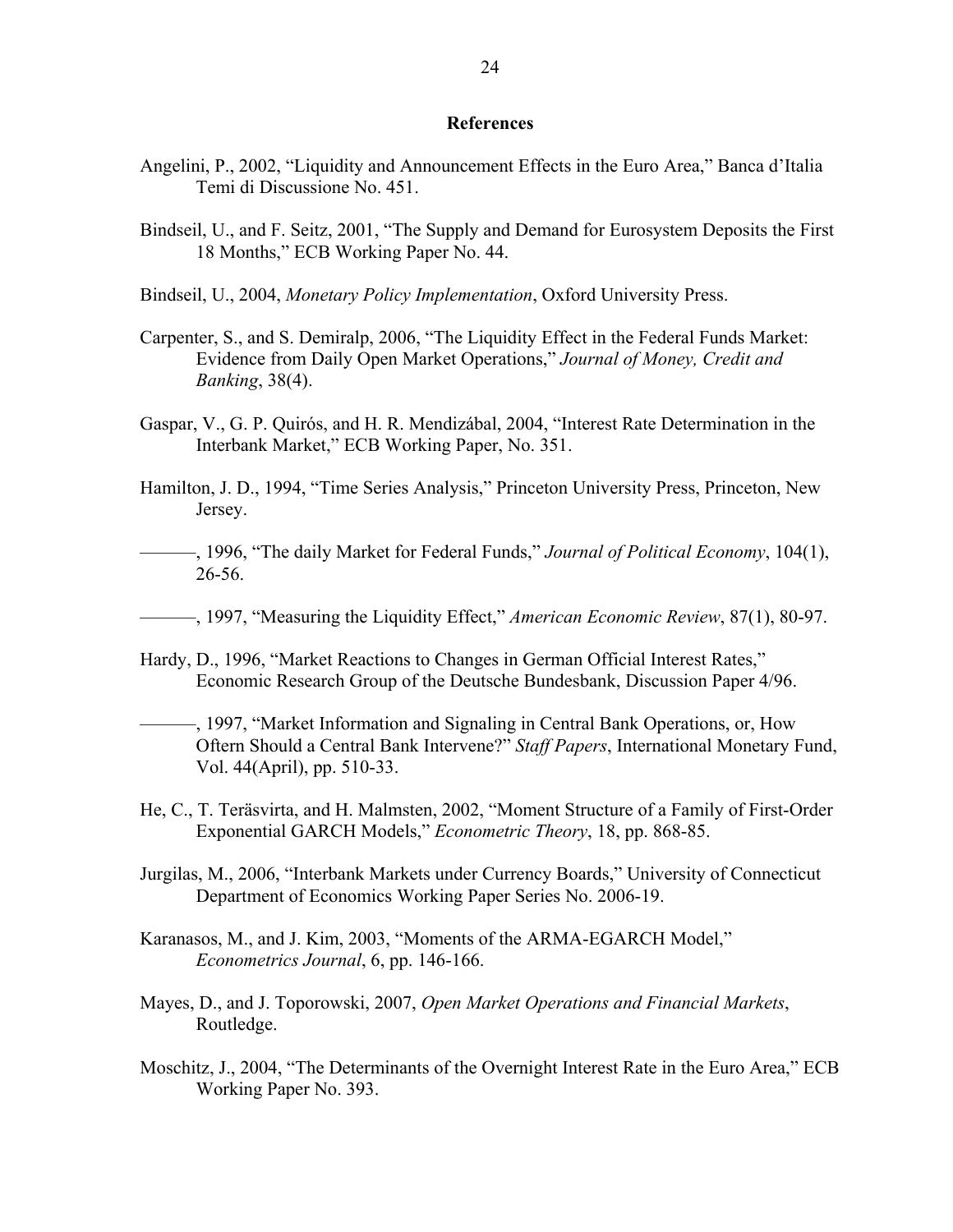## References

Angelini, P., 2002, "Liquidity and Announcement Effects in the Euro Area," Banca d'Italia Temi di Discussione No. 451.

Bindseil, U., and F. Seitz, 2001, "The Supply and Demand for Eurosystem Deposits the First 18 Months," ECB Working Paper No. 44.

Bindseil, U., 2004, *Monetary Policy Implementation*, Oxford University Press.

Carpenter, S., and S. Demiralp, 2006, "The Liquidity Effect in the Federal Funds Market: Evidence from Daily Open Market Operations," *Journal of Money, Credit and Banking*, 38(4).

Gaspar, V., G. P. Quirós, and H. R. Mendizábal, 2004, "Interest Rate Determination in the Interbank Market," ECB Working Paper, No. 351.

Hamilton, J. D., 1994, "Time Series Analysis," Princeton University Press, Princeton, New Jersey.

———, 1996, "The daily Market for Federal Funds," *Journal of Political Economy*, 104(1), 26-56.

———, 1997, "Measuring the Liquidity Effect," *American Economic Review*, 87(1), 80-97.

Hardy, D., 1996, "Market Reactions to Changes in German Official Interest Rates," Economic Research Group of the Deutsche Bundesbank, Discussion Paper 4/96.

———, 1997, "Market Information and Signaling in Central Bank Operations, or, How Oftern Should a Central Bank Intervene?" *Staff Papers*, International Monetary Fund, Vol. 44(April), pp. 510-33.

He, C., T. Teräsvirta, and H. Malmsten, 2002, "Moment Structure of a Family of First-Order Exponential GARCH Models," *Econometric Theory*, 18, pp. 868-85.

Jurgilas, M., 2006, "Interbank Markets under Currency Boards," University of Connecticut Department of Economics Working Paper Series No. 2006-19.

Karanasos, M., and J. Kim, 2003, "Moments of the ARMA-EGARCH Model," *Econometrics Journal*, 6, pp. 146-166.

Mayes, D., and J. Toporowski, 2007, *Open Market Operations and Financial Markets*, Routledge.

Moschitz, J., 2004, "The Determinants of the Overnight Interest Rate in the Euro Area," ECB Working Paper No. 393.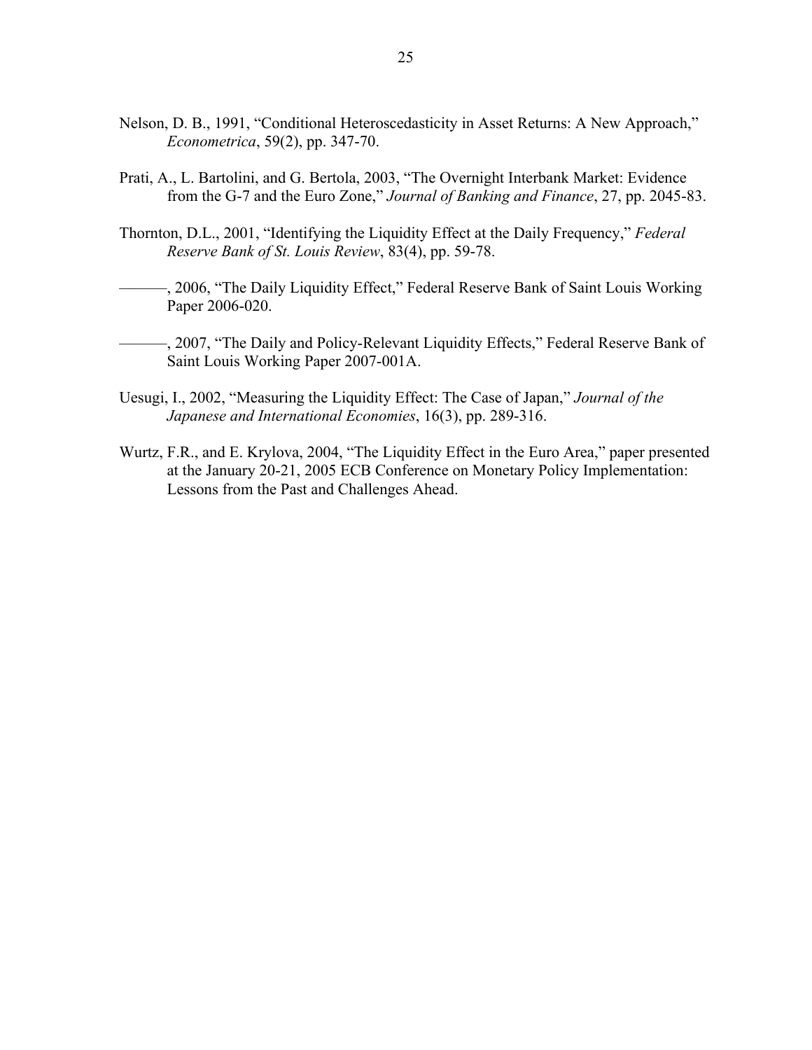Nelson, D. B., 1991, "Conditional Heteroscedasticity in Asset Returns: A New Approach," *Econometrica*, 59(2), pp. 347-70.

Prati, A., L. Bartolini, and G. Bertola, 2003, "The Overnight Interbank Market: Evidence from the G-7 and the Euro Zone," *Journal of Banking and Finance*, 27, pp. 2045-83.

Thornton, D.L., 2001, "Identifying the Liquidity Effect at the Daily Frequency," *Federal Reserve Bank of St. Louis Review*, 83(4), pp. 59-78.

———, 2006, "The Daily Liquidity Effect," Federal Reserve Bank of Saint Louis Working Paper 2006-020.

———, 2007, "The Daily and Policy-Relevant Liquidity Effects," Federal Reserve Bank of Saint Louis Working Paper 2007-001A.

Uesugi, I., 2002, "Measuring the Liquidity Effect: The Case of Japan," *Journal of the Japanese and International Economies*, 16(3), pp. 289-316.

Wurtz, F.R., and E. Krylova, 2004, "The Liquidity Effect in the Euro Area," paper presented at the January 20-21, 2005 ECB Conference on Monetary Policy Implementation: Lessons from the Past and Challenges Ahead.